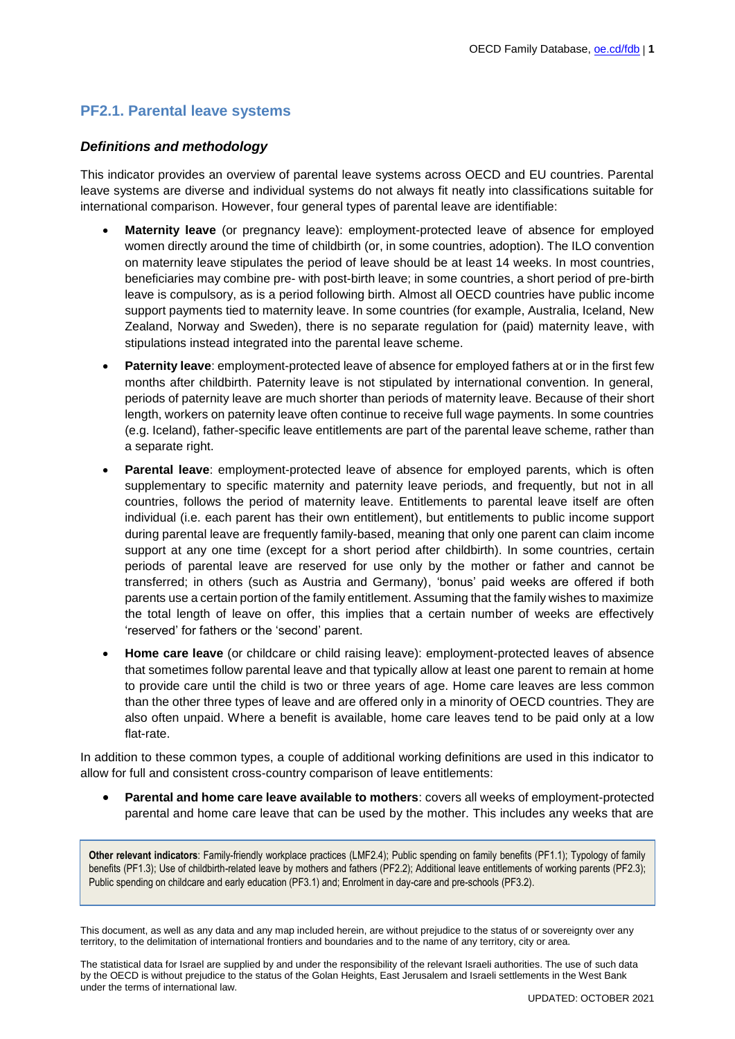## PF2.1. Parental leave systems

### *Definitions and methodology*

This indicator provides an overview of parental leave systems across OECD and EU countries. Parental leave systems are diverse and individual systems do not always fit neatly into classifications suitable for international comparison. However, four general types of parental leave are identifiable:

- **Maternity leave** (or pregnancy leave): employment-protected leave of absence for employed women directly around the time of childbirth (or, in some countries, adoption). The ILO convention on maternity leave stipulates the period of leave should be at least 14 weeks. In most countries, beneficiaries may combine pre- with post-birth leave; in some countries, a short period of pre-birth leave is compulsory, as is a period following birth. Almost all OECD countries have public income support payments tied to maternity leave. In some countries (for example, Australia, Iceland, New Zealand, Norway and Sweden), there is no separate regulation for (paid) maternity leave, with stipulations instead integrated into the parental leave scheme.
- **Paternity leave**: employment-protected leave of absence for employed fathers at or in the first few months after childbirth. Paternity leave is not stipulated by international convention. In general, periods of paternity leave are much shorter than periods of maternity leave. Because of their short length, workers on paternity leave often continue to receive full wage payments. In some countries (e.g. Iceland), father-specific leave entitlements are part of the parental leave scheme, rather than a separate right.
- **Parental leave**: employment-protected leave of absence for employed parents, which is often supplementary to specific maternity and paternity leave periods, and frequently, but not in all countries, follows the period of maternity leave. Entitlements to parental leave itself are often individual (i.e. each parent has their own entitlement), but entitlements to public income support during parental leave are frequently family-based, meaning that only one parent can claim income support at any one time (except for a short period after childbirth). In some countries, certain periods of parental leave are reserved for use only by the mother or father and cannot be transferred; in others (such as Austria and Germany), 'bonus' paid weeks are offered if both parents use a certain portion of the family entitlement. Assuming that the family wishes to maximize the total length of leave on offer, this implies that a certain number of weeks are effectively 'reserved' for fathers or the 'second' parent.
- **Home care leave** (or childcare or child raising leave): employment-protected leaves of absence that sometimes follow parental leave and that typically allow at least one parent to remain at home to provide care until the child is two or three years of age. Home care leaves are less common than the other three types of leave and are offered only in a minority of OECD countries. They are also often unpaid. Where a benefit is available, home care leaves tend to be paid only at a low flat-rate.

In addition to these common types, a couple of additional working definitions are used in this indicator to allow for full and consistent cross-country comparison of leave entitlements:

- **Parental and home care leave available to mothers**: covers all weeks of employment-protected parental and home care leave that can be used by the mother. This includes any weeks that are

**Other relevant indicators**: Family-friendly workplace practices (LMF2.4); Public spending on family benefits (PF1.1); Typology of family benefits (PF1.3); Use of childbirth-related leave by mothers and fathers (PF2.2); Additional leave entitlements of working parents (PF2.3); Public spending on childcare and early education (PF3.1) and; Enrolment in day-care and pre-schools (PF3.2).

This document, as well as any data and any map included herein, are without prejudice to the status of or sovereignty over any territory, to the delimitation of international frontiers and boundaries and to the name of any territory, city or area.

The statistical data for Israel are supplied by and under the responsibility of the relevant Israeli authorities. The use of such data by the OECD is without prejudice to the status of the Golan Heights, East Jerusalem and Israeli settlements in the West Bank under the terms of international law.

UPDATED: OCTOBER 2021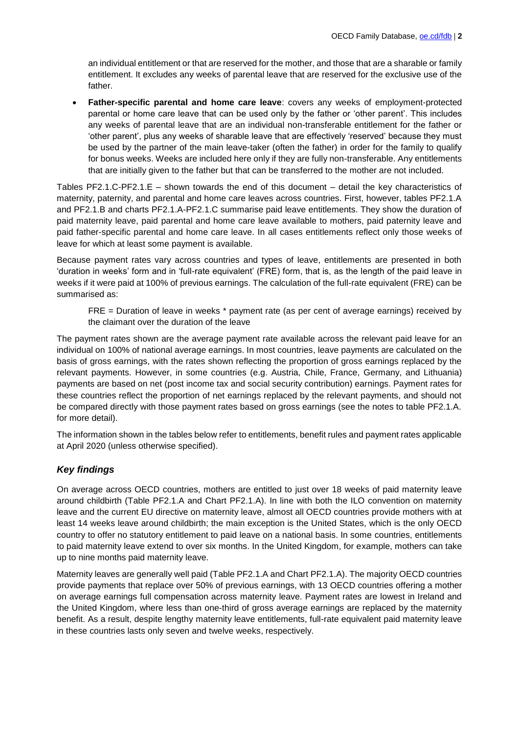an individual entitlement or that are reserved for the mother, and those that are a sharable or family entitlement. It excludes any weeks of parental leave that are reserved for the exclusive use of the father.

- **Father-specific parental and home care leave**: covers any weeks of employment-protected parental or home care leave that can be used only by the father or 'other parent'. This includes any weeks of parental leave that are an individual non-transferable entitlement for the father or 'other parent', plus any weeks of sharable leave that are effectively 'reserved' because they must be used by the partner of the main leave-taker (often the father) in order for the family to qualify for bonus weeks. Weeks are included here only if they are fully non-transferable. Any entitlements that are initially given to the father but that can be transferred to the mother are not included.

Tables PF2.1.C-PF2.1.E – shown towards the end of this document – detail the key characteristics of maternity, paternity, and parental and home care leaves across countries. First, however, tables PF2.1.A and PF2.1.B and charts PF2.1.A-PF2.1.C summarise paid leave entitlements. They show the duration of paid maternity leave, paid parental and home care leave available to mothers, paid paternity leave and paid father-specific parental and home care leave. In all cases entitlements reflect only those weeks of leave for which at least some payment is available.

Because payment rates vary across countries and types of leave, entitlements are presented in both 'duration in weeks' form and in 'full-rate equivalent' (FRE) form, that is, as the length of the paid leave in weeks if it were paid at 100% of previous earnings. The calculation of the full-rate equivalent (FRE) can be summarised as:

FRE = Duration of leave in weeks * payment rate (as per cent of average earnings) received by the claimant over the duration of the leave

The payment rates shown are the average payment rate available across the relevant paid leave for an individual on 100% of national average earnings. In most countries, leave payments are calculated on the basis of gross earnings, with the rates shown reflecting the proportion of gross earnings replaced by the relevant payments. However, in some countries (e.g. Austria, Chile, France, Germany, and Lithuania) payments are based on net (post income tax and social security contribution) earnings. Payment rates for these countries reflect the proportion of net earnings replaced by the relevant payments, and should not be compared directly with those payment rates based on gross earnings (see the notes to table PF2.1.A. for more detail).

The information shown in the tables below refer to entitlements, benefit rules and payment rates applicable at April 2020 (unless otherwise specified).

## *Key findings*

On average across OECD countries, mothers are entitled to just over 18 weeks of paid maternity leave around childbirth (Table PF2.1.A and Chart PF2.1.A). In line with both the ILO convention on maternity leave and the current EU directive on maternity leave, almost all OECD countries provide mothers with at least 14 weeks leave around childbirth; the main exception is the United States, which is the only OECD country to offer no statutory entitlement to paid leave on a national basis. In some countries, entitlements to paid maternity leave extend to over six months. In the United Kingdom, for example, mothers can take up to nine months paid maternity leave.

Maternity leaves are generally well paid (Table PF2.1.A and Chart PF2.1.A). The majority OECD countries provide payments that replace over 50% of previous earnings, with 13 OECD countries offering a mother on average earnings full compensation across maternity leave. Payment rates are lowest in Ireland and the United Kingdom, where less than one-third of gross average earnings are replaced by the maternity benefit. As a result, despite lengthy maternity leave entitlements, full-rate equivalent paid maternity leave in these countries lasts only seven and twelve weeks, respectively.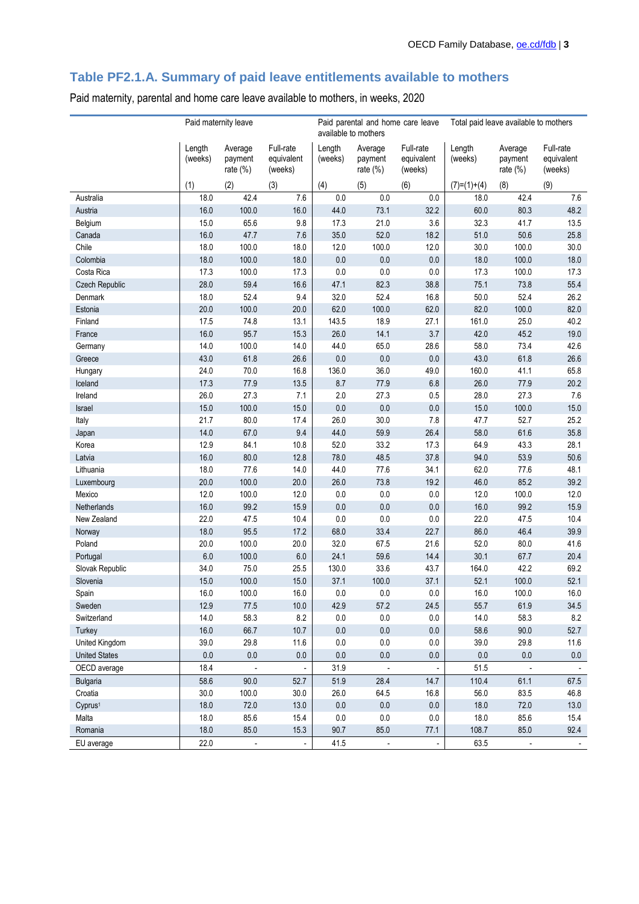## Table PF2.1.A. Summary of paid leave entitlements available to mothers

Paid maternity, parental and home care leave available to mothers, in weeks, 2020

| | Paid maternity leave | | | Paid parental and home care leave available to mothers | | | Total paid leave available to mothers | | |
|---|---|---|---|---|---|---|---|---|---|
| | Length (weeks) | Average payment rate (%) | Full-rate equivalent (weeks) | Length (weeks) | Average payment rate (%) | Full-rate equivalent (weeks) | Length (weeks) | Average payment rate (%) | Full-rate equivalent (weeks) |
| | (1) | (2) | (3) | (4) | (5) | (6) | (7)=(1)+(4) | (8) | (9) |
| Australia | 18.0 | 42.4 | 7.6 | 0.0 | 0.0 | 0.0 | 18.0 | 42.4 | 7.6 |
| Austria | 16.0 | 100.0 | 16.0 | 44.0 | 73.1 | 32.2 | 60.0 | 80.3 | 48.2 |
| Belgium | 15.0 | 65.6 | 9.8 | 17.3 | 21.0 | 3.6 | 32.3 | 41.7 | 13.5 |
| Canada | 16.0 | 47.7 | 7.6 | 35.0 | 52.0 | 18.2 | 51.0 | 50.6 | 25.8 |
| Chile | 18.0 | 100.0 | 18.0 | 12.0 | 100.0 | 12.0 | 30.0 | 100.0 | 30.0 |
| Colombia | 18.0 | 100.0 | 18.0 | 0.0 | 0.0 | 0.0 | 18.0 | 100.0 | 18.0 |
| Costa Rica | 17.3 | 100.0 | 17.3 | 0.0 | 0.0 | 0.0 | 17.3 | 100.0 | 17.3 |
| Czech Republic | 28.0 | 59.4 | 16.6 | 47.1 | 82.3 | 38.8 | 75.1 | 73.8 | 55.4 |
| Denmark | 18.0 | 52.4 | 9.4 | 32.0 | 52.4 | 16.8 | 50.0 | 52.4 | 26.2 |
| Estonia | 20.0 | 100.0 | 20.0 | 62.0 | 100.0 | 62.0 | 82.0 | 100.0 | 82.0 |
| Finland | 17.5 | 74.8 | 13.1 | 143.5 | 18.9 | 27.1 | 161.0 | 25.0 | 40.2 |
| France | 16.0 | 95.7 | 15.3 | 26.0 | 14.1 | 3.7 | 42.0 | 45.2 | 19.0 |
| Germany | 14.0 | 100.0 | 14.0 | 44.0 | 65.0 | 28.6 | 58.0 | 73.4 | 42.6 |
| Greece | 43.0 | 61.8 | 26.6 | 0.0 | 0.0 | 0.0 | 43.0 | 61.8 | 26.6 |
| Hungary | 24.0 | 70.0 | 16.8 | 136.0 | 36.0 | 49.0 | 160.0 | 41.1 | 65.8 |
| Iceland | 17.3 | 77.9 | 13.5 | 8.7 | 77.9 | 6.8 | 26.0 | 77.9 | 20.2 |
| Ireland | 26.0 | 27.3 | 7.1 | 2.0 | 27.3 | 0.5 | 28.0 | 27.3 | 7.6 |
| Israel | 15.0 | 100.0 | 15.0 | 0.0 | 0.0 | 0.0 | 15.0 | 100.0 | 15.0 |
| Italy | 21.7 | 80.0 | 17.4 | 26.0 | 30.0 | 7.8 | 47.7 | 52.7 | 25.2 |
| Japan | 14.0 | 67.0 | 9.4 | 44.0 | 59.9 | 26.4 | 58.0 | 61.6 | 35.8 |
| Korea | 12.9 | 84.1 | 10.8 | 52.0 | 33.2 | 17.3 | 64.9 | 43.3 | 28.1 |
| Latvia | 16.0 | 80.0 | 12.8 | 78.0 | 48.5 | 37.8 | 94.0 | 53.9 | 50.6 |
| Lithuania | 18.0 | 77.6 | 14.0 | 44.0 | 77.6 | 34.1 | 62.0 | 77.6 | 48.1 |
| Luxembourg | 20.0 | 100.0 | 20.0 | 26.0 | 73.8 | 19.2 | 46.0 | 85.2 | 39.2 |
| Mexico | 12.0 | 100.0 | 12.0 | 0.0 | 0.0 | 0.0 | 12.0 | 100.0 | 12.0 |
| Netherlands | 16.0 | 99.2 | 15.9 | 0.0 | 0.0 | 0.0 | 16.0 | 99.2 | 15.9 |
| New Zealand | 22.0 | 47.5 | 10.4 | 0.0 | 0.0 | 0.0 | 22.0 | 47.5 | 10.4 |
| Norway | 18.0 | 95.5 | 17.2 | 68.0 | 33.4 | 22.7 | 86.0 | 46.4 | 39.9 |
| Poland | 20.0 | 100.0 | 20.0 | 32.0 | 67.5 | 21.6 | 52.0 | 80.0 | 41.6 |
| Portugal | 6.0 | 100.0 | 6.0 | 24.1 | 59.6 | 14.4 | 30.1 | 67.7 | 20.4 |
| Slovak Republic | 34.0 | 75.0 | 25.5 | 130.0 | 33.6 | 43.7 | 164.0 | 42.2 | 69.2 |
| Slovenia | 15.0 | 100.0 | 15.0 | 37.1 | 100.0 | 37.1 | 52.1 | 100.0 | 52.1 |
| Spain | 16.0 | 100.0 | 16.0 | 0.0 | 0.0 | 0.0 | 16.0 | 100.0 | 16.0 |
| Sweden | 12.9 | 77.5 | 10.0 | 42.9 | 57.2 | 24.5 | 55.7 | 61.9 | 34.5 |
| Switzerland | 14.0 | 58.3 | 8.2 | 0.0 | 0.0 | 0.0 | 14.0 | 58.3 | 8.2 |
| Turkey | 16.0 | 66.7 | 10.7 | 0.0 | 0.0 | 0.0 | 58.6 | 90.0 | 52.7 |
| United Kingdom | 39.0 | 29.8 | 11.6 | 0.0 | 0.0 | 0.0 | 39.0 | 29.8 | 11.6 |
| United States | 0.0 | 0.0 | 0.0 | 0.0 | 0.0 | 0.0 | 0.0 | 0.0 | 0.0 |
| OECD average | 18.4 | - | - | 31.9 | - | - | 51.5 | - | - |
| Bulgaria | 58.6 | 90.0 | 52.7 | 51.9 | 28.4 | 14.7 | 110.4 | 61.1 | 67.5 |
| Croatia | 30.0 | 100.0 | 30.0 | 26.0 | 64.5 | 16.8 | 56.0 | 83.5 | 46.8 |
| Cyprus[1] | 18.0 | 72.0 | 13.0 | 0.0 | 0.0 | 0.0 | 18.0 | 72.0 | 13.0 |
| Malta | 18.0 | 85.6 | 15.4 | 0.0 | 0.0 | 0.0 | 18.0 | 85.6 | 15.4 |
| Romania | 18.0 | 85.0 | 15.3 | 90.7 | 85.0 | 77.1 | 108.7 | 85.0 | 92.4 |
| EU average | 22.0 | - | - | 41.5 | - | - | 63.5 | - | - |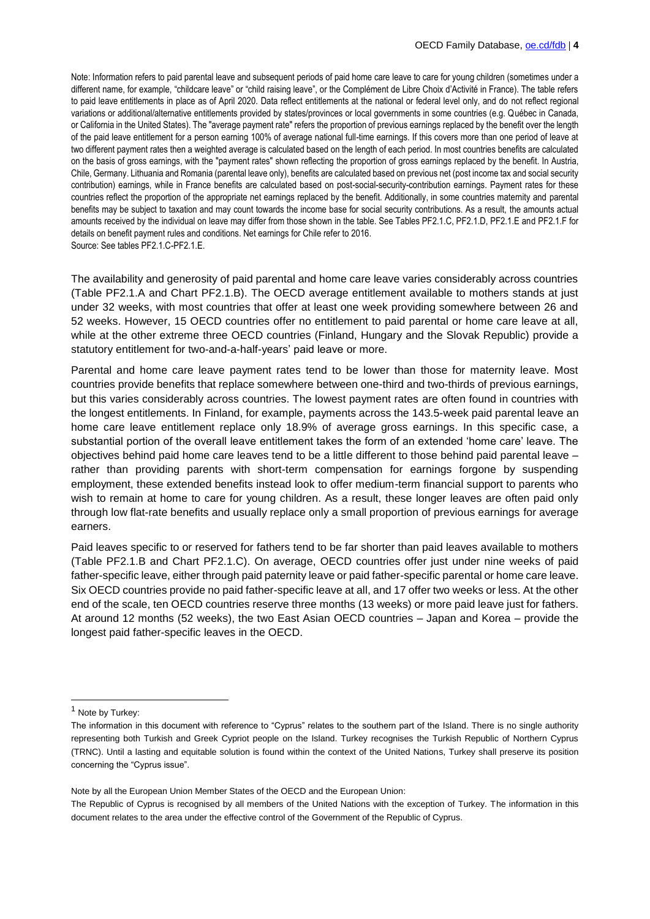Note: Information refers to paid parental leave and subsequent periods of paid home care leave to care for young children (sometimes under a different name, for example, "childcare leave" or "child raising leave", or the Complément de Libre Choix d'Activité in France). The table refers to paid leave entitlements in place as of April 2020. Data reflect entitlements at the national or federal level only, and do not reflect regional variations or additional/alternative entitlements provided by states/provinces or local governments in some countries (e.g. Québec in Canada, or California in the United States). The "average payment rate" refers the proportion of previous earnings replaced by the benefit over the length of the paid leave entitlement for a person earning 100% of average national full-time earnings. If this covers more than one period of leave at two different payment rates then a weighted average is calculated based on the length of each period. In most countries benefits are calculated on the basis of gross earnings, with the "payment rates" shown reflecting the proportion of gross earnings replaced by the benefit. In Austria, Chile, Germany. Lithuania and Romania (parental leave only), benefits are calculated based on previous net (post income tax and social security contribution) earnings, while in France benefits are calculated based on post-social-security-contribution earnings. Payment rates for these countries reflect the proportion of the appropriate net earnings replaced by the benefit. Additionally, in some countries maternity and parental benefits may be subject to taxation and may count towards the income base for social security contributions. As a result, the amounts actual amounts received by the individual on leave may differ from those shown in the table. See Tables PF2.1.C, PF2.1.D, PF2.1.E and PF2.1.F for details on benefit payment rules and conditions. Net earnings for Chile refer to 2016.
Source: See tables PF2.1.C-PF2.1.E.

The availability and generosity of paid parental and home care leave varies considerably across countries (Table PF2.1.A and Chart PF2.1.B). The OECD average entitlement available to mothers stands at just under 32 weeks, with most countries that offer at least one week providing somewhere between 26 and 52 weeks. However, 15 OECD countries offer no entitlement to paid parental or home care leave at all, while at the other extreme three OECD countries (Finland, Hungary and the Slovak Republic) provide a statutory entitlement for two-and-a-half-years' paid leave or more.

Parental and home care leave payment rates tend to be lower than those for maternity leave. Most countries provide benefits that replace somewhere between one-third and two-thirds of previous earnings, but this varies considerably across countries. The lowest payment rates are often found in countries with the longest entitlements. In Finland, for example, payments across the 143.5-week paid parental leave an home care leave entitlement replace only 18.9% of average gross earnings. In this specific case, a substantial portion of the overall leave entitlement takes the form of an extended 'home care' leave. The objectives behind paid home care leaves tend to be a little different to those behind paid parental leave – rather than providing parents with short-term compensation for earnings forgone by suspending employment, these extended benefits instead look to offer medium-term financial support to parents who wish to remain at home to care for young children. As a result, these longer leaves are often paid only through low flat-rate benefits and usually replace only a small proportion of previous earnings for average earners.

Paid leaves specific to or reserved for fathers tend to be far shorter than paid leaves available to mothers (Table PF2.1.B and Chart PF2.1.C). On average, OECD countries offer just under nine weeks of paid father-specific leave, either through paid paternity leave or paid father-specific parental or home care leave. Six OECD countries provide no paid father-specific leave at all, and 17 offer two weeks or less. At the other end of the scale, ten OECD countries reserve three months (13 weeks) or more paid leave just for fathers. At around 12 months (52 weeks), the two East Asian OECD countries – Japan and Korea – provide the longest paid father-specific leaves in the OECD.

---

[1] Note by Turkey:

The information in this document with reference to "Cyprus" relates to the southern part of the Island. There is no single authority representing both Turkish and Greek Cypriot people on the Island. Turkey recognises the Turkish Republic of Northern Cyprus (TRNC). Until a lasting and equitable solution is found within the context of the United Nations, Turkey shall preserve its position concerning the "Cyprus issue".

Note by all the European Union Member States of the OECD and the European Union:

The Republic of Cyprus is recognised by all members of the United Nations with the exception of Turkey. The information in this document relates to the area under the effective control of the Government of the Republic of Cyprus.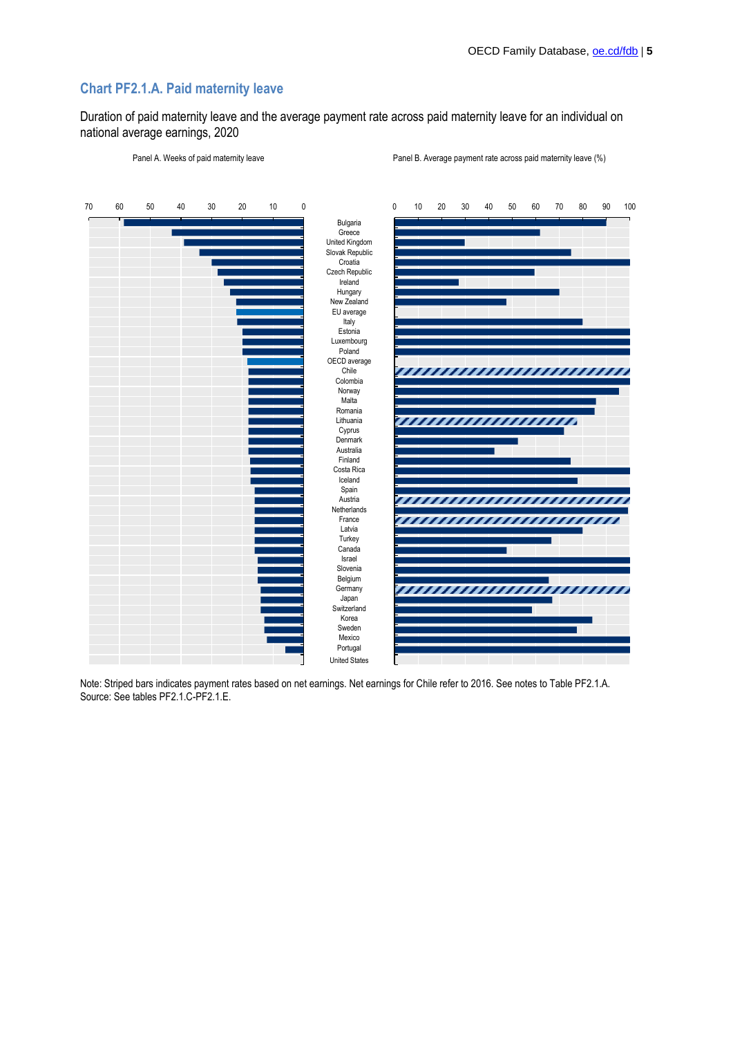## Chart PF2.1.A. Paid maternity leave

Duration of paid maternity leave and the average payment rate across paid maternity leave for an individual on national average earnings, 2020

Panel A. Weeks of paid maternity leave

70 60 50 40 30 20 10 0

Panel B. Average payment rate across paid maternity leave (%)

0 10 20 30 40 50 60 70 80 90 100

Bulgaria
Greece
United Kingdom
Slovak Republic
Croatia
Czech Republic
Ireland
Hungary
New Zealand
EU average
Italy
Estonia
Luxembourg
Poland
OECD average
Chile
Colombia
Norway
Malta
Romania
Lithuania
Cyprus
Denmark
Australia
Finland
Costa Rica
Iceland
Spain
Austria
Netherlands
France
Latvia
Turkey
Canada
Israel
Slovenia
Belgium
Germany
Japan
Switzerland
Korea
Sweden
Mexico
Portugal
United States

Note: Striped bars indicates payment rates based on net earnings. Net earnings for Chile refer to 2016. See notes to Table PF2.1.A.
Source: See tables PF2.1.C-PF2.1.E.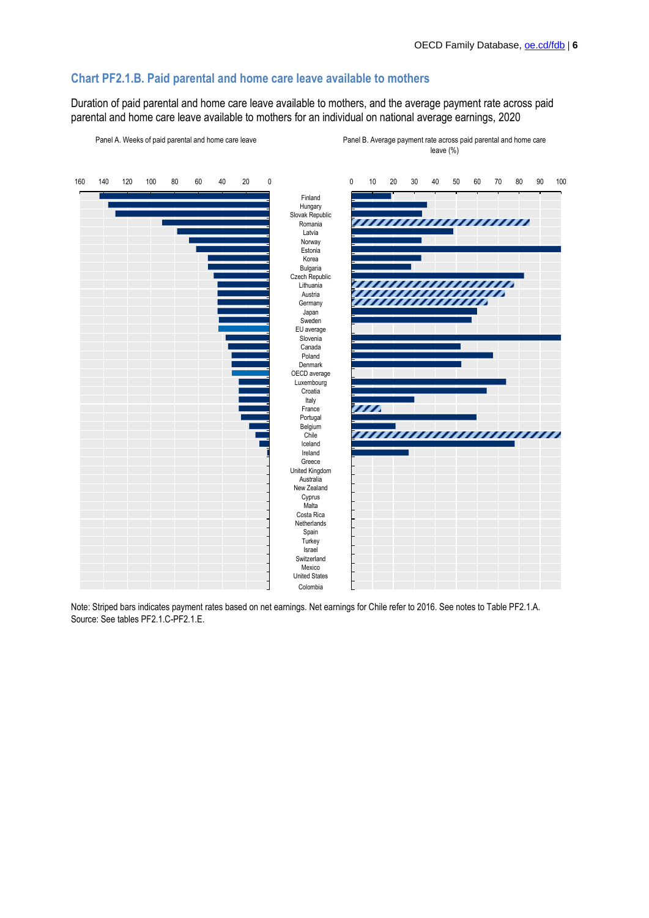### Chart PF2.1.B. Paid parental and home care leave available to mothers

Duration of paid parental and home care leave available to mothers, and the average payment rate across paid parental and home care leave available to mothers for an individual on national average earnings, 2020

Panel A. Weeks of paid parental and home care leave

160 140 120 100 80 60 40 20 0

Panel B. Average payment rate across paid parental and home care leave (%)

0 10 20 30 40 50 60 70 80 90 100

Finland
Hungary
Slovak Republic
Romania
Latvia
Norway
Estonia
Korea
Bulgaria
Czech Republic
Lithuania
Austria
Germany
Japan
Sweden
EU average
Slovenia
Canada
Poland
Denmark
OECD average
Luxembourg
Croatia
Italy
France
Portugal
Belgium
Chile
Iceland
Ireland
Greece
United Kingdom
Australia
New Zealand
Cyprus
Malta
Costa Rica
Netherlands
Spain
Turkey
Israel
Switzerland
Mexico
United States
Colombia

Note: Striped bars indicates payment rates based on net earnings. Net earnings for Chile refer to 2016. See notes to Table PF2.1.A.
Source: See tables PF2.1.C-PF2.1.E.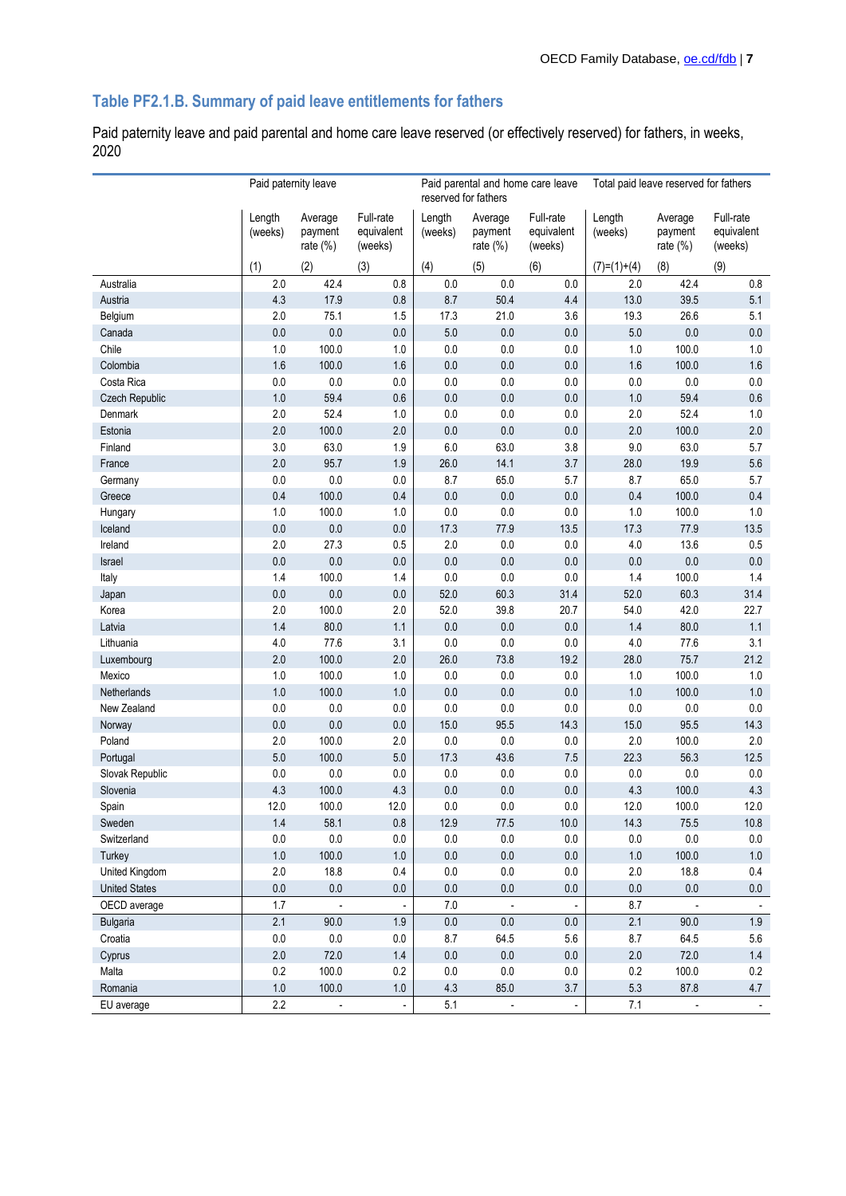## Table PF2.1.B. Summary of paid leave entitlements for fathers

Paid paternity leave and paid parental and home care leave reserved (or effectively reserved) for fathers, in weeks, 2020

| | Paid paternity leave | | | Paid parental and home care leave reserved for fathers | | | Total paid leave reserved for fathers | | |
|---|---|---|---|---|---|---|---|---|---|
| | Length (weeks) | Average payment rate (%) | Full-rate equivalent (weeks) | Length (weeks) | Average payment rate (%) | Full-rate equivalent (weeks) | Length (weeks) | Average payment rate (%) | Full-rate equivalent (weeks) |
| | (1) | (2) | (3) | (4) | (5) | (6) | (7)=(1)+(4) | (8) | (9) |
| Australia | 2.0 | 42.4 | 0.8 | 0.0 | 0.0 | 0.0 | 2.0 | 42.4 | 0.8 |
| Austria | 4.3 | 17.9 | 0.8 | 8.7 | 50.4 | 4.4 | 13.0 | 39.5 | 5.1 |
| Belgium | 2.0 | 75.1 | 1.5 | 17.3 | 21.0 | 3.6 | 19.3 | 26.6 | 5.1 |
| Canada | 0.0 | 0.0 | 0.0 | 5.0 | 0.0 | 0.0 | 5.0 | 0.0 | 0.0 |
| Chile | 1.0 | 100.0 | 1.0 | 0.0 | 0.0 | 0.0 | 1.0 | 100.0 | 1.0 |
| Colombia | 1.6 | 100.0 | 1.6 | 0.0 | 0.0 | 0.0 | 1.6 | 100.0 | 1.6 |
| Costa Rica | 0.0 | 0.0 | 0.0 | 0.0 | 0.0 | 0.0 | 0.0 | 0.0 | 0.0 |
| Czech Republic | 1.0 | 59.4 | 0.6 | 0.0 | 0.0 | 0.0 | 1.0 | 59.4 | 0.6 |
| Denmark | 2.0 | 52.4 | 1.0 | 0.0 | 0.0 | 0.0 | 2.0 | 52.4 | 1.0 |
| Estonia | 2.0 | 100.0 | 2.0 | 0.0 | 0.0 | 0.0 | 2.0 | 100.0 | 2.0 |
| Finland | 3.0 | 63.0 | 1.9 | 6.0 | 63.0 | 3.8 | 9.0 | 63.0 | 5.7 |
| France | 2.0 | 95.7 | 1.9 | 26.0 | 14.1 | 3.7 | 28.0 | 19.9 | 5.6 |
| Germany | 0.0 | 0.0 | 0.0 | 8.7 | 65.0 | 5.7 | 8.7 | 65.0 | 5.7 |
| Greece | 0.4 | 100.0 | 0.4 | 0.0 | 0.0 | 0.0 | 0.4 | 100.0 | 0.4 |
| Hungary | 1.0 | 100.0 | 1.0 | 0.0 | 0.0 | 0.0 | 1.0 | 100.0 | 1.0 |
| Iceland | 0.0 | 0.0 | 0.0 | 17.3 | 77.9 | 13.5 | 17.3 | 77.9 | 13.5 |
| Ireland | 2.0 | 27.3 | 0.5 | 2.0 | 0.0 | 0.0 | 4.0 | 13.6 | 0.5 |
| Israel | 0.0 | 0.0 | 0.0 | 0.0 | 0.0 | 0.0 | 0.0 | 0.0 | 0.0 |
| Italy | 1.4 | 100.0 | 1.4 | 0.0 | 0.0 | 0.0 | 1.4 | 100.0 | 1.4 |
| Japan | 0.0 | 0.0 | 0.0 | 52.0 | 60.3 | 31.4 | 52.0 | 60.3 | 31.4 |
| Korea | 2.0 | 100.0 | 2.0 | 52.0 | 39.8 | 20.7 | 54.0 | 42.0 | 22.7 |
| Latvia | 1.4 | 80.0 | 1.1 | 0.0 | 0.0 | 0.0 | 1.4 | 80.0 | 1.1 |
| Lithuania | 4.0 | 77.6 | 3.1 | 0.0 | 0.0 | 0.0 | 4.0 | 77.6 | 3.1 |
| Luxembourg | 2.0 | 100.0 | 2.0 | 26.0 | 73.8 | 19.2 | 28.0 | 75.7 | 21.2 |
| Mexico | 1.0 | 100.0 | 1.0 | 0.0 | 0.0 | 0.0 | 1.0 | 100.0 | 1.0 |
| Netherlands | 1.0 | 100.0 | 1.0 | 0.0 | 0.0 | 0.0 | 1.0 | 100.0 | 1.0 |
| New Zealand | 0.0 | 0.0 | 0.0 | 0.0 | 0.0 | 0.0 | 0.0 | 0.0 | 0.0 |
| Norway | 0.0 | 0.0 | 0.0 | 15.0 | 95.5 | 14.3 | 15.0 | 95.5 | 14.3 |
| Poland | 2.0 | 100.0 | 2.0 | 0.0 | 0.0 | 0.0 | 2.0 | 100.0 | 2.0 |
| Portugal | 5.0 | 100.0 | 5.0 | 17.3 | 43.6 | 7.5 | 22.3 | 56.3 | 12.5 |
| Slovak Republic | 0.0 | 0.0 | 0.0 | 0.0 | 0.0 | 0.0 | 0.0 | 0.0 | 0.0 |
| Slovenia | 4.3 | 100.0 | 4.3 | 0.0 | 0.0 | 0.0 | 4.3 | 100.0 | 4.3 |
| Spain | 12.0 | 100.0 | 12.0 | 0.0 | 0.0 | 0.0 | 12.0 | 100.0 | 12.0 |
| Sweden | 1.4 | 58.1 | 0.8 | 12.9 | 77.5 | 10.0 | 14.3 | 75.5 | 10.8 |
| Switzerland | 0.0 | 0.0 | 0.0 | 0.0 | 0.0 | 0.0 | 0.0 | 0.0 | 0.0 |
| Turkey | 1.0 | 100.0 | 1.0 | 0.0 | 0.0 | 0.0 | 1.0 | 100.0 | 1.0 |
| United Kingdom | 2.0 | 18.8 | 0.4 | 0.0 | 0.0 | 0.0 | 2.0 | 18.8 | 0.4 |
| United States | 0.0 | 0.0 | 0.0 | 0.0 | 0.0 | 0.0 | 0.0 | 0.0 | 0.0 |
| OECD average | 1.7 | - | - | 7.0 | - | - | 8.7 | - | - |
| Bulgaria | 2.1 | 90.0 | 1.9 | 0.0 | 0.0 | 0.0 | 2.1 | 90.0 | 1.9 |
| Croatia | 0.0 | 0.0 | 0.0 | 8.7 | 64.5 | 5.6 | 8.7 | 64.5 | 5.6 |
| Cyprus | 2.0 | 72.0 | 1.4 | 0.0 | 0.0 | 0.0 | 2.0 | 72.0 | 1.4 |
| Malta | 0.2 | 100.0 | 0.2 | 0.0 | 0.0 | 0.0 | 0.2 | 100.0 | 0.2 |
| Romania | 1.0 | 100.0 | 1.0 | 4.3 | 85.0 | 3.7 | 5.3 | 87.8 | 4.7 |
| EU average | 2.2 | - | - | 5.1 | - | - | 7.1 | - | - |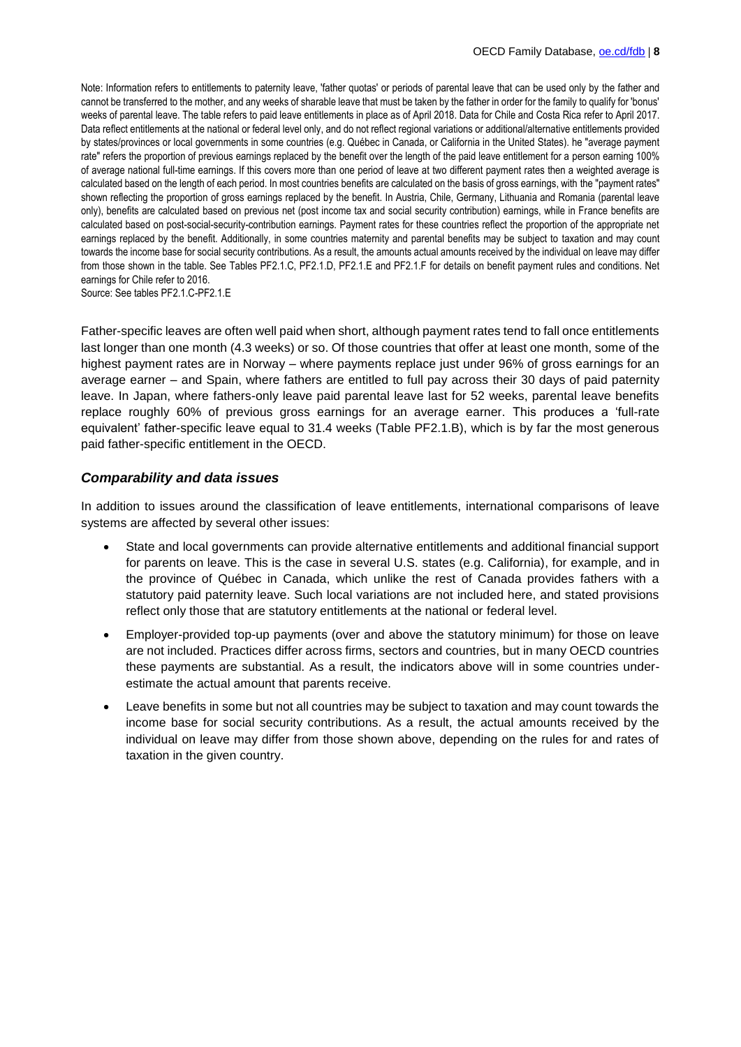Note: Information refers to entitlements to paternity leave, 'father quotas' or periods of parental leave that can be used only by the father and cannot be transferred to the mother, and any weeks of sharable leave that must be taken by the father in order for the family to qualify for 'bonus' weeks of parental leave. The table refers to paid leave entitlements in place as of April 2018. Data for Chile and Costa Rica refer to April 2017. Data reflect entitlements at the national or federal level only, and do not reflect regional variations or additional/alternative entitlements provided by states/provinces or local governments in some countries (e.g. Québec in Canada, or California in the United States). he "average payment rate" refers the proportion of previous earnings replaced by the benefit over the length of the paid leave entitlement for a person earning 100% of average national full-time earnings. If this covers more than one period of leave at two different payment rates then a weighted average is calculated based on the length of each period. In most countries benefits are calculated on the basis of gross earnings, with the "payment rates" shown reflecting the proportion of gross earnings replaced by the benefit. In Austria, Chile, Germany, Lithuania and Romania (parental leave only), benefits are calculated based on previous net (post income tax and social security contribution) earnings, while in France benefits are calculated based on post-social-security-contribution earnings. Payment rates for these countries reflect the proportion of the appropriate net earnings replaced by the benefit. Additionally, in some countries maternity and parental benefits may be subject to taxation and may count towards the income base for social security contributions. As a result, the amounts actual amounts received by the individual on leave may differ from those shown in the table. See Tables PF2.1.C, PF2.1.D, PF2.1.E and PF2.1.F for details on benefit payment rules and conditions. Net earnings for Chile refer to 2016.

Source: See tables PF2.1.C-PF2.1.E

Father-specific leaves are often well paid when short, although payment rates tend to fall once entitlements last longer than one month (4.3 weeks) or so. Of those countries that offer at least one month, some of the highest payment rates are in Norway – where payments replace just under 96% of gross earnings for an average earner – and Spain, where fathers are entitled to full pay across their 30 days of paid paternity leave. In Japan, where fathers-only leave paid parental leave last for 52 weeks, parental leave benefits replace roughly 60% of previous gross earnings for an average earner. This produces a 'full-rate equivalent' father-specific leave equal to 31.4 weeks (Table PF2.1.B), which is by far the most generous paid father-specific entitlement in the OECD.

### *Comparability and data issues*

In addition to issues around the classification of leave entitlements, international comparisons of leave systems are affected by several other issues:

- State and local governments can provide alternative entitlements and additional financial support for parents on leave. This is the case in several U.S. states (e.g. California), for example, and in the province of Québec in Canada, which unlike the rest of Canada provides fathers with a statutory paid paternity leave. Such local variations are not included here, and stated provisions reflect only those that are statutory entitlements at the national or federal level.
- Employer-provided top-up payments (over and above the statutory minimum) for those on leave are not included. Practices differ across firms, sectors and countries, but in many OECD countries these payments are substantial. As a result, the indicators above will in some countries under-estimate the actual amount that parents receive.
- Leave benefits in some but not all countries may be subject to taxation and may count towards the income base for social security contributions. As a result, the actual amounts received by the individual on leave may differ from those shown above, depending on the rules for and rates of taxation in the given country.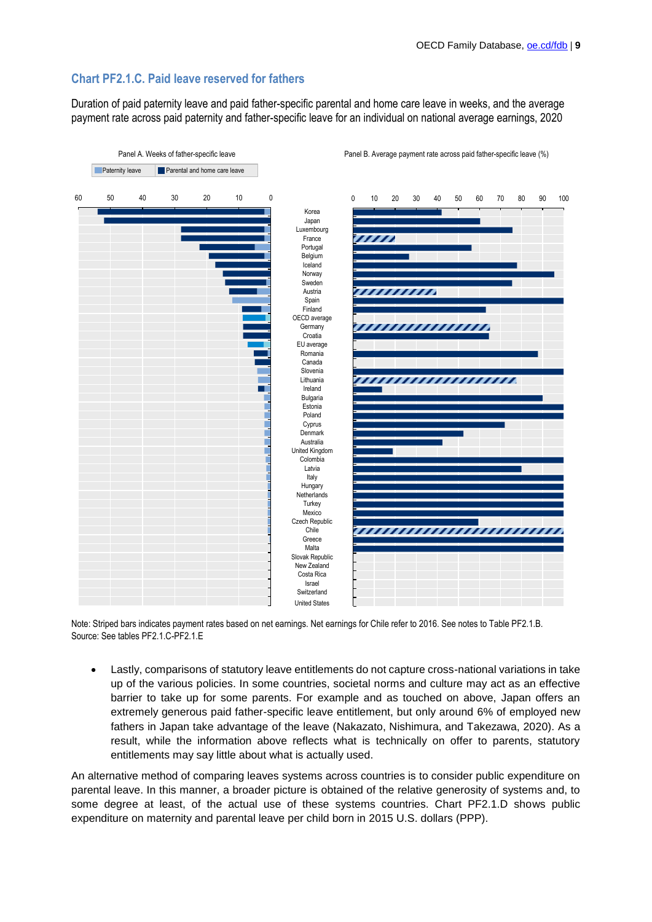## Chart PF2.1.C. Paid leave reserved for fathers

Duration of paid paternity leave and paid father-specific parental and home care leave in weeks, and the average payment rate across paid paternity and father-specific leave for an individual on national average earnings, 2020

Panel A. Weeks of father-specific leave

Paternity leave

Parental and home care leave

60 50 40 30 20 10 0

Panel B. Average payment rate across paid father-specific leave (%)

0 10 20 30 40 50 60 70 80 90 100

Korea
Japan
Luxembourg
France
Portugal
Belgium
Iceland
Norway
Sweden
Austria
Spain
Finland
OECD average
Germany
Croatia
EU average
Romania
Canada
Slovenia
Lithuania
Ireland
Bulgaria
Estonia
Poland
Cyprus
Denmark
Australia
United Kingdom
Colombia
Latvia
Italy
Hungary
Netherlands
Turkey
Mexico
Czech Republic
Chile
Greece
Malta
Slovak Republic
New Zealand
Costa Rica
Israel
Switzerland
United States

Note: Striped bars indicates payment rates based on net earnings. Net earnings for Chile refer to 2016. See notes to Table PF2.1.B.
Source: See tables PF2.1.C-PF2.1.E

- Lastly, comparisons of statutory leave entitlements do not capture cross-national variations in take up of the various policies. In some countries, societal norms and culture may act as an effective barrier to take up for some parents. For example and as touched on above, Japan offers an extremely generous paid father-specific leave entitlement, but only around 6% of employed new fathers in Japan take advantage of the leave (Nakazato, Nishimura, and Takezawa, 2020). As a result, while the information above reflects what is technically on offer to parents, statutory entitlements may say little about what is actually used.

An alternative method of comparing leaves systems across countries is to consider public expenditure on parental leave. In this manner, a broader picture is obtained of the relative generosity of systems and, to some degree at least, of the actual use of these systems countries. Chart PF2.1.D shows public expenditure on maternity and parental leave per child born in 2015 U.S. dollars (PPP).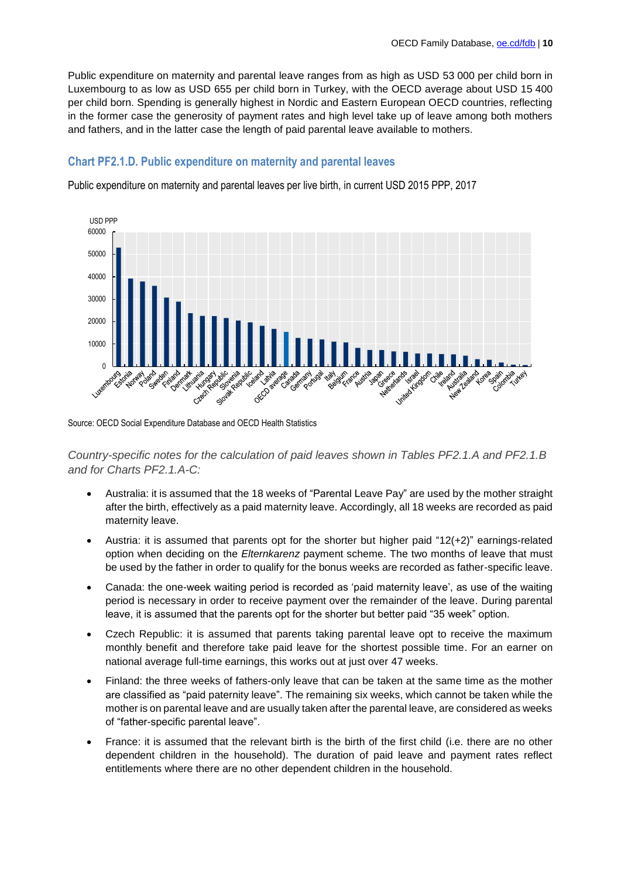Public expenditure on maternity and parental leave ranges from as high as USD 53 000 per child born in Luxembourg to as low as USD 655 per child born in Turkey, with the OECD average about USD 15 400 per child born. Spending is generally highest in Nordic and Eastern European OECD countries, reflecting in the former case the generosity of payment rates and high level take up of leave among both mothers and fathers, and in the latter case the length of paid parental leave available to mothers.

### Chart PF2.1.D. Public expenditure on maternity and parental leaves

Public expenditure on maternity and parental leaves per live birth, in current USD 2015 PPP, 2017

USD PPP
60000
50000
40000
30000
20000
10000
0

Luxembourg, Estonia, Norway, Poland, Sweden, Finland, Denmark, Lithuania, Hungary, Czech Republic, Slovenia, Slovak Republic, Iceland, Latvia, OECD average, Canada, Germany, Portugal, Italy, Belgium, France, Austria, Japan, Greece, Netherlands, Israel, United Kingdom, Chile, Ireland, Australia, New Zealand, Korea, Spain, Colombia, Turkey

Source: OECD Social Expenditure Database and OECD Health Statistics

*Country-specific notes for the calculation of paid leaves shown in Tables PF2.1.A and PF2.1.B and for Charts PF2.1.A-C:*

- Australia: it is assumed that the 18 weeks of "Parental Leave Pay" are used by the mother straight after the birth, effectively as a paid maternity leave. Accordingly, all 18 weeks are recorded as paid maternity leave.
- Austria: it is assumed that parents opt for the shorter but higher paid "12(+2)" earnings-related option when deciding on the *Elternkarenz* payment scheme. The two months of leave that must be used by the father in order to qualify for the bonus weeks are recorded as father-specific leave.
- Canada: the one-week waiting period is recorded as 'paid maternity leave', as use of the waiting period is necessary in order to receive payment over the remainder of the leave. During parental leave, it is assumed that the parents opt for the shorter but better paid "35 week" option.
- Czech Republic: it is assumed that parents taking parental leave opt to receive the maximum monthly benefit and therefore take paid leave for the shortest possible time. For an earner on national average full-time earnings, this works out at just over 47 weeks.
- Finland: the three weeks of fathers-only leave that can be taken at the same time as the mother are classified as "paid paternity leave". The remaining six weeks, which cannot be taken while the mother is on parental leave and are usually taken after the parental leave, are considered as weeks of "father-specific parental leave".
- France: it is assumed that the relevant birth is the birth of the first child (i.e. there are no other dependent children in the household). The duration of paid leave and payment rates reflect entitlements where there are no other dependent children in the household.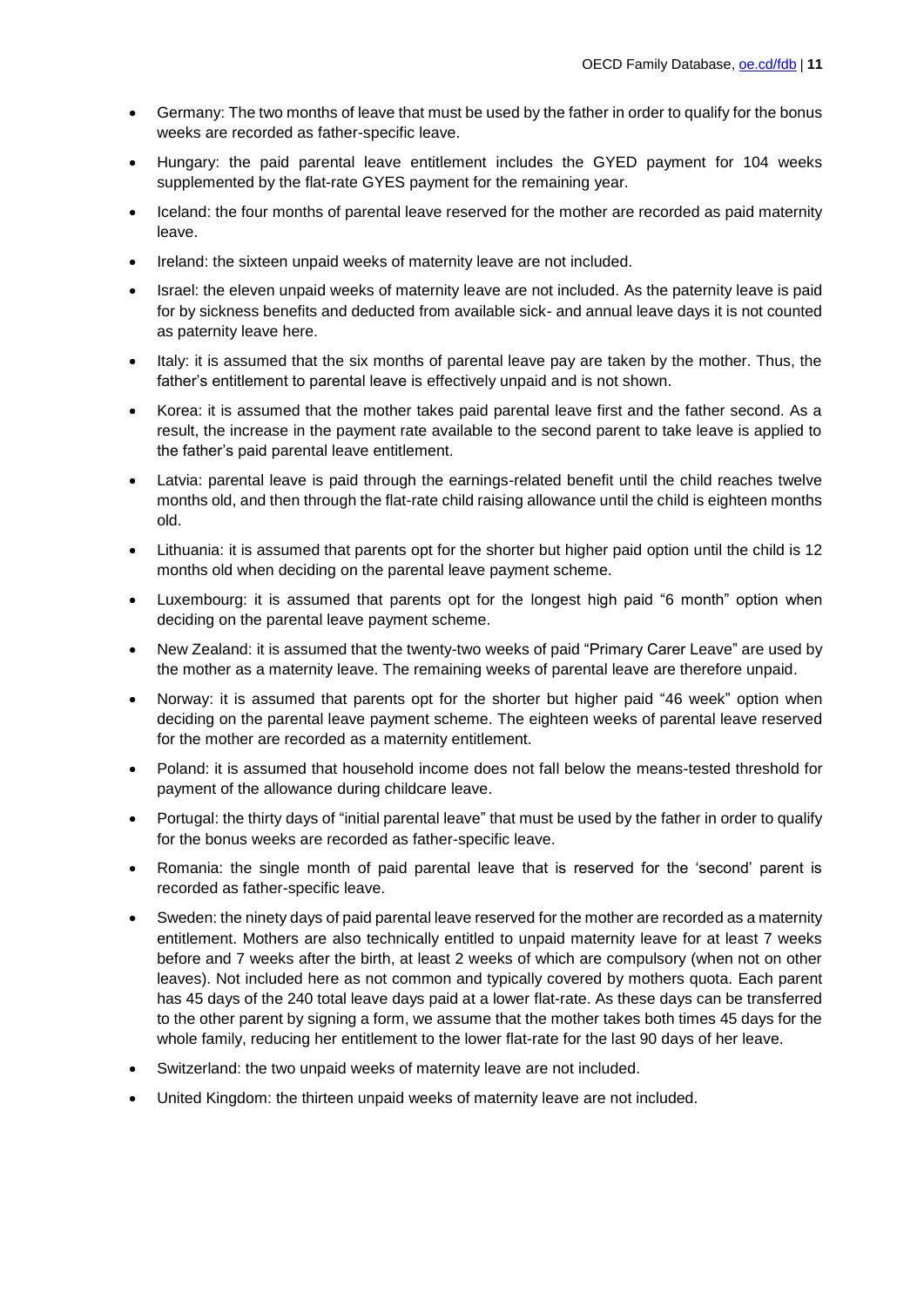- Germany: The two months of leave that must be used by the father in order to qualify for the bonus weeks are recorded as father-specific leave.
- Hungary: the paid parental leave entitlement includes the GYED payment for 104 weeks supplemented by the flat-rate GYES payment for the remaining year.
- Iceland: the four months of parental leave reserved for the mother are recorded as paid maternity leave.
- Ireland: the sixteen unpaid weeks of maternity leave are not included.
- Israel: the eleven unpaid weeks of maternity leave are not included. As the paternity leave is paid for by sickness benefits and deducted from available sick- and annual leave days it is not counted as paternity leave here.
- Italy: it is assumed that the six months of parental leave pay are taken by the mother. Thus, the father's entitlement to parental leave is effectively unpaid and is not shown.
- Korea: it is assumed that the mother takes paid parental leave first and the father second. As a result, the increase in the payment rate available to the second parent to take leave is applied to the father's paid parental leave entitlement.
- Latvia: parental leave is paid through the earnings-related benefit until the child reaches twelve months old, and then through the flat-rate child raising allowance until the child is eighteen months old.
- Lithuania: it is assumed that parents opt for the shorter but higher paid option until the child is 12 months old when deciding on the parental leave payment scheme.
- Luxembourg: it is assumed that parents opt for the longest high paid "6 month" option when deciding on the parental leave payment scheme.
- New Zealand: it is assumed that the twenty-two weeks of paid "Primary Carer Leave" are used by the mother as a maternity leave. The remaining weeks of parental leave are therefore unpaid.
- Norway: it is assumed that parents opt for the shorter but higher paid "46 week" option when deciding on the parental leave payment scheme. The eighteen weeks of parental leave reserved for the mother are recorded as a maternity entitlement.
- Poland: it is assumed that household income does not fall below the means-tested threshold for payment of the allowance during childcare leave.
- Portugal: the thirty days of "initial parental leave" that must be used by the father in order to qualify for the bonus weeks are recorded as father-specific leave.
- Romania: the single month of paid parental leave that is reserved for the 'second' parent is recorded as father-specific leave.
- Sweden: the ninety days of paid parental leave reserved for the mother are recorded as a maternity entitlement. Mothers are also technically entitled to unpaid maternity leave for at least 7 weeks before and 7 weeks after the birth, at least 2 weeks of which are compulsory (when not on other leaves). Not included here as not common and typically covered by mothers quota. Each parent has 45 days of the 240 total leave days paid at a lower flat-rate. As these days can be transferred to the other parent by signing a form, we assume that the mother takes both times 45 days for the whole family, reducing her entitlement to the lower flat-rate for the last 90 days of her leave.
- Switzerland: the two unpaid weeks of maternity leave are not included.
- United Kingdom: the thirteen unpaid weeks of maternity leave are not included.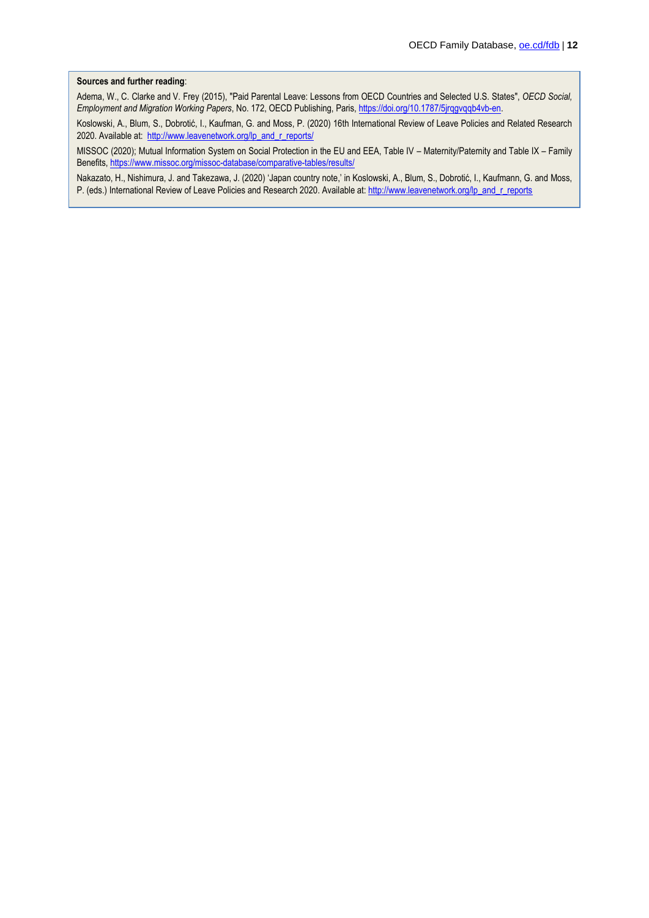**Sources and further reading**:

Adema, W., C. Clarke and V. Frey (2015), "Paid Parental Leave: Lessons from OECD Countries and Selected U.S. States", *OECD Social, Employment and Migration Working Papers*, No. 172, OECD Publishing, Paris, https://doi.org/10.1787/5jrqgvqqb4vb-en.

Koslowski, A., Blum, S., Dobrotić, I., Kaufman, G. and Moss, P. (2020) 16th International Review of Leave Policies and Related Research 2020. Available at: http://www.leavenetwork.org/lp_and_r_reports/

MISSOC (2020); Mutual Information System on Social Protection in the EU and EEA, Table IV – Maternity/Paternity and Table IX – Family Benefits, https://www.missoc.org/missoc-database/comparative-tables/results/

Nakazato, H., Nishimura, J. and Takezawa, J. (2020) 'Japan country note,' in Koslowski, A., Blum, S., Dobrotić, I., Kaufmann, G. and Moss, P. (eds.) International Review of Leave Policies and Research 2020. Available at: http://www.leavenetwork.org/lp_and_r_reports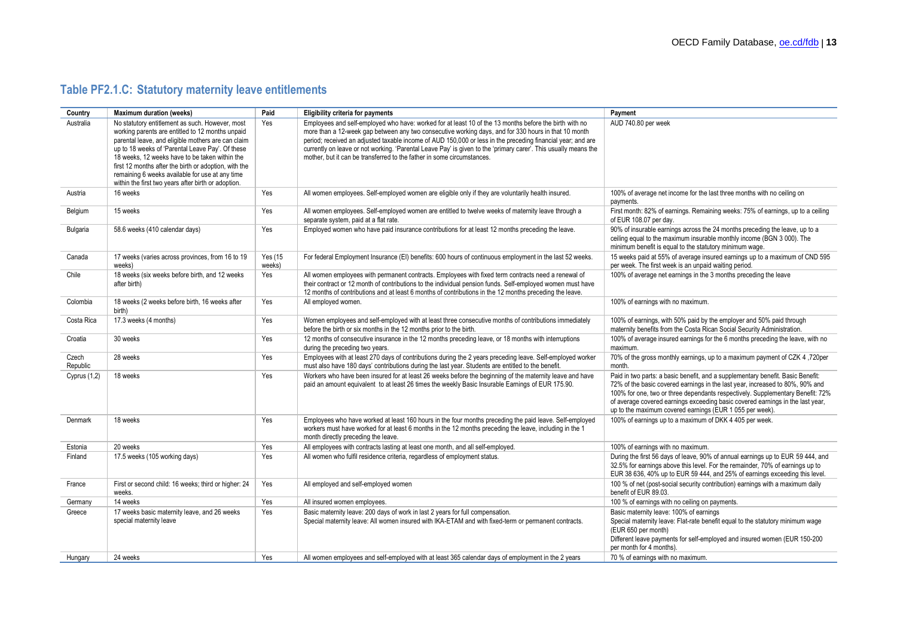## Table PF2.1.C: Statutory maternity leave entitlements

| Country | Maximum duration (weeks) | Paid | Eligibility criteria for payments | Payment |
|---|---|---|---|---|
| Australia | No statutory entitlement as such. However, most working parents are entitled to 12 months unpaid parental leave, and eligible mothers are can claim up to 18 weeks of 'Parental Leave Pay'. Of these 18 weeks, 12 weeks have to be taken within the first 12 months after the birth or adoption, with the remaining 6 weeks available for use at any time within the first two years after birth or adoption. | Yes | Employees and self-employed who have: worked for at least 10 of the 13 months before the birth with no more than a 12-week gap between any two consecutive working days, and for 330 hours in that 10 month period; received an adjusted taxable income of AUD 150,000 or less in the preceding financial year; and are currently on leave or not working. 'Parental Leave Pay' is given to the 'primary carer'. This usually means the mother, but it can be transferred to the father in some circumstances. | AUD 740.80 per week |
| Austria | 16 weeks | Yes | All women employees. Self-employed women are eligible only if they are voluntarily health insured. | 100% of average net income for the last three months with no ceiling on payments. |
| Belgium | 15 weeks | Yes | All women employees. Self-employed women are entitled to twelve weeks of maternity leave through a separate system, paid at a flat rate. | First month: 82% of earnings. Remaining weeks: 75% of earnings, up to a ceiling of EUR 108.07 per day. |
| Bulgaria | 58.6 weeks (410 calendar days) | Yes | Employed women who have paid insurance contributions for at least 12 months preceding the leave. | 90% of insurable earnings across the 24 months preceding the leave, up to a ceiling equal to the maximum insurable monthly income (BGN 3 000). The minimum benefit is equal to the statutory minimum wage. |
| Canada | 17 weeks (varies across provinces, from 16 to 19 weeks) | Yes (15 weeks) | For federal Employment Insurance (EI) benefits: 600 hours of continuous employment in the last 52 weeks. | 15 weeks paid at 55% of average insured earnings up to a maximum of CND 595 per week. The first week is an unpaid waiting period. |
| Chile | 18 weeks (six weeks before birth, and 12 weeks after birth) | Yes | All women employees with permanent contracts. Employees with fixed term contracts need a renewal of their contract or 12 month of contributions to the individual pension funds. Self-employed women must have 12 months of contributions and at least 6 months of contributions in the 12 months preceding the leave. | 100% of average net earnings in the 3 months preceding the leave |
| Colombia | 18 weeks (2 weeks before birth, 16 weeks after birth) | Yes | All employed women. | 100% of earnings with no maximum. |
| Costa Rica | 17.3 weeks (4 months) | Yes | Women employees and self-employed with at least three consecutive months of contributions immediately before the birth or six months in the 12 months prior to the birth. | 100% of earnings, with 50% paid by the employer and 50% paid through maternity benefits from the Costa Rican Social Security Administration. |
| Croatia | 30 weeks | Yes | 12 months of consecutive insurance in the 12 months preceding leave, or 18 months with interruptions during the preceding two years. | 100% of average insured earnings for the 6 months preceding the leave, with no maximum. |
| Czech Republic | 28 weeks | Yes | Employees with at least 270 days of contributions during the 2 years preceding leave. Self-employed worker must also have 180 days' contributions during the last year. Students are entitled to the benefit. | 70% of the gross monthly earnings, up to a maximum payment of CZK 4 ,720per month. |
| Cyprus (1,2) | 18 weeks | Yes | Workers who have been insured for at least 26 weeks before the beginning of the maternity leave and have paid an amount equivalent to at least 26 times the weekly Basic Insurable Earnings of EUR 175.90. | Paid in two parts: a basic benefit, and a supplementary benefit. Basic Benefit: 72% of the basic covered earnings in the last year, increased to 80%, 90% and 100% for one, two or three dependants respectively. Supplementary Benefit: 72% of average covered earnings exceeding basic covered earnings in the last year, up to the maximum covered earnings (EUR 1 055 per week). |
| Denmark | 18 weeks | Yes | Employees who have worked at least 160 hours in the four months preceding the paid leave. Self-employed workers must have worked for at least 6 months in the 12 months preceding the leave, including in the 1 month directly preceding the leave. | 100% of earnings up to a maximum of DKK 4 405 per week. |
| Estonia | 20 weeks | Yes | All employees with contracts lasting at least one month, and all self-employed. | 100% of earnings with no maximum. |
| Finland | 17.5 weeks (105 working days) | Yes | All women who fulfil residence criteria, regardless of employment status. | During the first 56 days of leave, 90% of annual earnings up to EUR 59 444, and 32.5% for earnings above this level. For the remainder, 70% of earnings up to EUR 38 636, 40% up to EUR 59 444, and 25% of earnings exceeding this level. |
| France | First or second child: 16 weeks; third or higher: 24 weeks. | Yes | All employed and self-employed women | 100 % of net (post-social security contribution) earnings with a maximum daily benefit of EUR 89.03. |
| Germany | 14 weeks | Yes | All insured women employees. | 100 % of earnings with no ceiling on payments. |
| Greece | 17 weeks basic maternity leave, and 26 weeks special maternity leave | Yes | Basic maternity leave: 200 days of work in last 2 years for full compensation.<br>Special maternity leave: All women insured with IKA-ETAM and with fixed-term or permanent contracts. | Basic maternity leave: 100% of earnings<br>Special maternity leave: Flat-rate benefit equal to the statutory minimum wage (EUR 650 per month)<br>Different leave payments for self-employed and insured women (EUR 150-200 per month for 4 months). |
| Hungary | 24 weeks | Yes | All women employees and self-employed with at least 365 calendar days of employment in the 2 years | 70 % of earnings with no maximum. |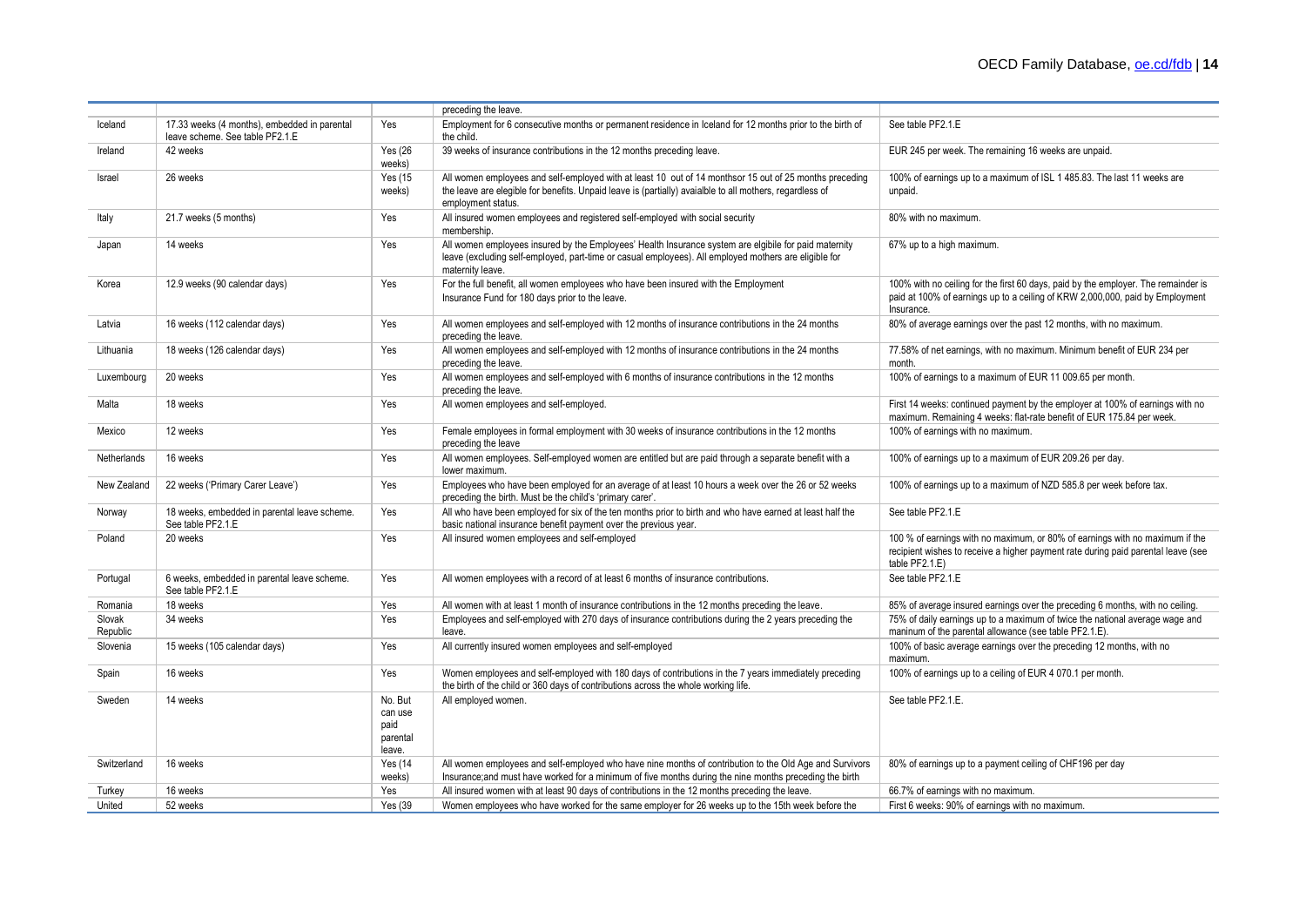| | | | | |
|---|---|---|---|---|
| | | | preceding the leave. | |
| Iceland | 17.33 weeks (4 months), embedded in parental leave scheme. See table PF2.1.E | Yes | Employment for 6 consecutive months or permanent residence in Iceland for 12 months prior to the birth of the child. | See table PF2.1.E |
| Ireland | 42 weeks | Yes (26 weeks) | 39 weeks of insurance contributions in the 12 months preceding leave. | EUR 245 per week. The remaining 16 weeks are unpaid. |
| Israel | 26 weeks | Yes (15 weeks) | All women employees and self-employed with at least 10 out of 14 monthsor 15 out of 25 months preceding the leave are elegible for benefits. Unpaid leave is (partially) avaialble to all mothers, regardless of employment status. | 100% of earnings up to a maximum of ISL 1 485.83. The last 11 weeks are unpaid. |
| Italy | 21.7 weeks (5 months) | Yes | All insured women employees and registered self-employed with social security membership. | 80% with no maximum. |
| Japan | 14 weeks | Yes | All women employees insured by the Employees' Health Insurance system are elgibile for paid maternity leave (excluding self-employed, part-time or casual employees). All employed mothers are eligible for maternity leave. | 67% up to a high maximum. |
| Korea | 12.9 weeks (90 calendar days) | Yes | For the full benefit, all women employees who have been insured with the Employment Insurance Fund for 180 days prior to the leave. | 100% with no ceiling for the first 60 days, paid by the employer. The remainder is paid at 100% of earnings up to a ceiling of KRW 2,000,000, paid by Employment Insurance. |
| Latvia | 16 weeks (112 calendar days) | Yes | All women employees and self-employed with 12 months of insurance contributions in the 24 months preceding the leave. | 80% of average earnings over the past 12 months, with no maximum. |
| Lithuania | 18 weeks (126 calendar days) | Yes | All women employees and self-employed with 12 months of insurance contributions in the 24 months preceding the leave. | 77.58% of net earnings, with no maximum. Minimum benefit of EUR 234 per month. |
| Luxembourg | 20 weeks | Yes | All women employees and self-employed with 6 months of insurance contributions in the 12 months preceding the leave. | 100% of earnings to a maximum of EUR 11 009.65 per month. |
| Malta | 18 weeks | Yes | All women employees and self-employed. | First 14 weeks: continued payment by the employer at 100% of earnings with no maximum. Remaining 4 weeks: flat-rate benefit of EUR 175.84 per week. |
| Mexico | 12 weeks | Yes | Female employees in formal employment with 30 weeks of insurance contributions in the 12 months preceding the leave | 100% of earnings with no maximum. |
| Netherlands | 16 weeks | Yes | All women employees. Self-employed women are entitled but are paid through a separate benefit with a lower maximum. | 100% of earnings up to a maximum of EUR 209.26 per day. |
| New Zealand | 22 weeks ('Primary Carer Leave') | Yes | Employees who have been employed for an average of at least 10 hours a week over the 26 or 52 weeks preceding the birth. Must be the child's 'primary carer'. | 100% of earnings up to a maximum of NZD 585.8 per week before tax. |
| Norway | 18 weeks, embedded in parental leave scheme. See table PF2.1.E | Yes | All who have been employed for six of the ten months prior to birth and who have earned at least half the basic national insurance benefit payment over the previous year. | See table PF2.1.E |
| Poland | 20 weeks | Yes | All insured women employees and self-employed | 100 % of earnings with no maximum, or 80% of earnings with no maximum if the recipient wishes to receive a higher payment rate during paid parental leave (see table PF2.1.E) |
| Portugal | 6 weeks, embedded in parental leave scheme. See table PF2.1.E | Yes | All women employees with a record of at least 6 months of insurance contributions. | See table PF2.1.E |
| Romania | 18 weeks | Yes | All women with at least 1 month of insurance contributions in the 12 months preceding the leave. | 85% of average insured earnings over the preceding 6 months, with no ceiling. |
| Slovak Republic | 34 weeks | Yes | Employees and self-employed with 270 days of insurance contributions during the 2 years preceding the leave. | 75% of daily earnings up to a maximum of twice the national average wage and maninum of the parental allowance (see table PF2.1.E). |
| Slovenia | 15 weeks (105 calendar days) | Yes | All currently insured women employees and self-employed | 100% of basic average earnings over the preceding 12 months, with no maximum. |
| Spain | 16 weeks | Yes | Women employees and self-employed with 180 days of contributions in the 7 years immediately preceding the birth of the child or 360 days of contributions across the whole working life. | 100% of earnings up to a ceiling of EUR 4 070.1 per month. |
| Sweden | 14 weeks | No. But can use paid parental leave. | All employed women. | See table PF2.1.E. |
| Switzerland | 16 weeks | Yes (14 weeks) | All women employees and self-employed who have nine months of contribution to the Old Age and Survivors Insurance;and must have worked for a minimum of five months during the nine months preceding the birth | 80% of earnings up to a payment ceiling of CHF196 per day |
| Turkey | 16 weeks | Yes | All insured women with at least 90 days of contributions in the 12 months preceding the leave. | 66.7% of earnings with no maximum. |
| United | 52 weeks | Yes (39 | Women employees who have worked for the same employer for 26 weeks up to the 15th week before the | First 6 weeks: 90% of earnings with no maximum. |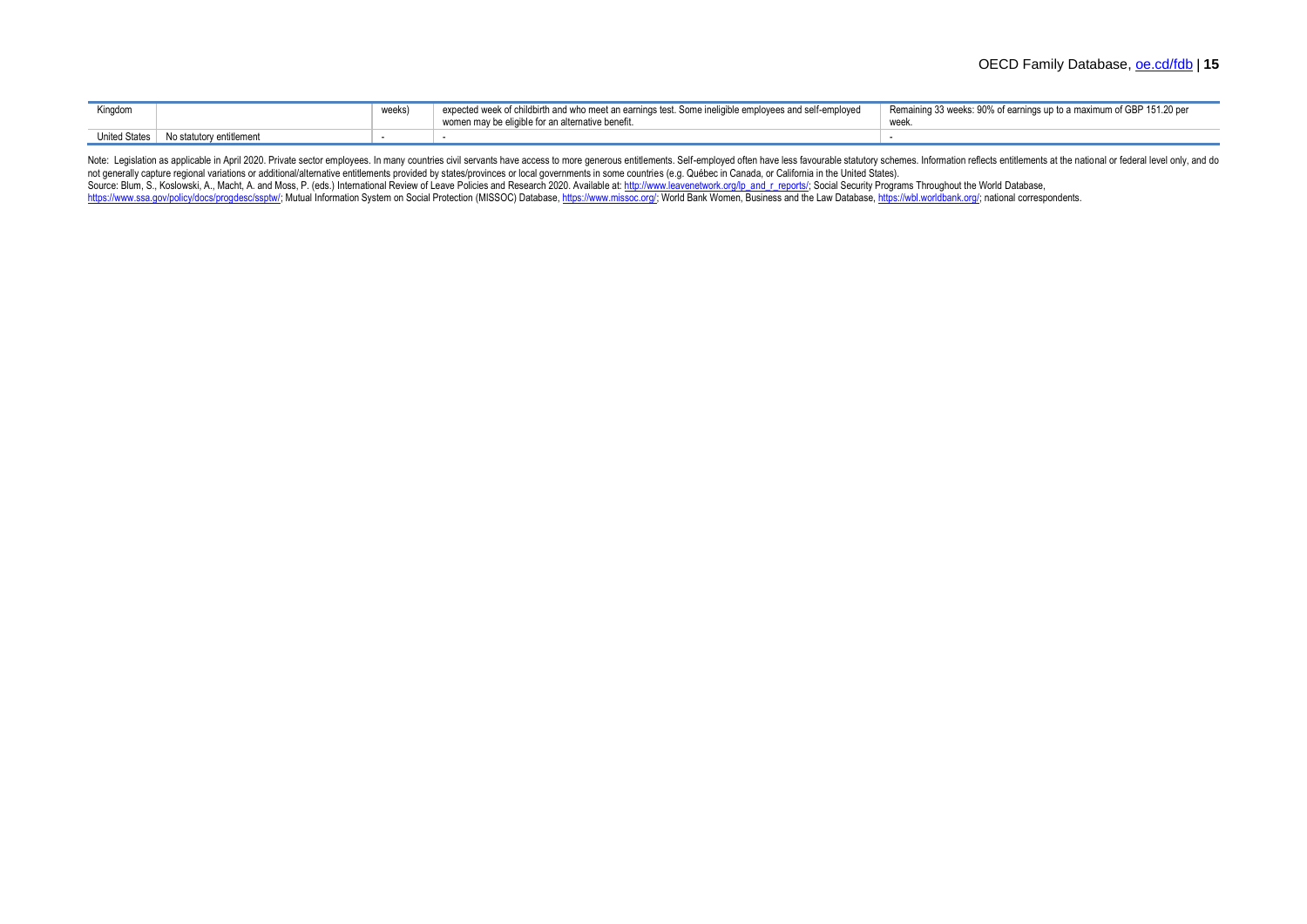| | | | | |
|---|---|---|---|---|
| Kingdom | | weeks) | expected week of childbirth and who meet an earnings test. Some ineligible employees and self-employed women may be eligible for an alternative benefit. | Remaining 33 weeks: 90% of earnings up to a maximum of GBP 151.20 per week. |
| United States | No statutory entitlement | - | - | - |

Note: Legislation as applicable in April 2020. Private sector employees. In many countries civil servants have access to more generous entitlements. Self-employed often have less favourable statutory schemes. Information reflects entitlements at the national or federal level only, and do not generally capture regional variations or additional/alternative entitlements provided by states/provinces or local governments in some countries (e.g. Québec in Canada, or California in the United States).

Source: Blum, S., Koslowski, A., Macht, A. and Moss, P. (eds.) International Review of Leave Policies and Research 2020. Available at: http://www.leavenetwork.org/lp_and_r_reports/; Social Security Programs Throughout the World Database, https://www.ssa.gov/policy/docs/progdesc/ssptw/; Mutual Information System on Social Protection (MISSOC) Database, https://www.missoc.org/; World Bank Women, Business and the Law Database, https://wbl.worldbank.org/; national correspondents.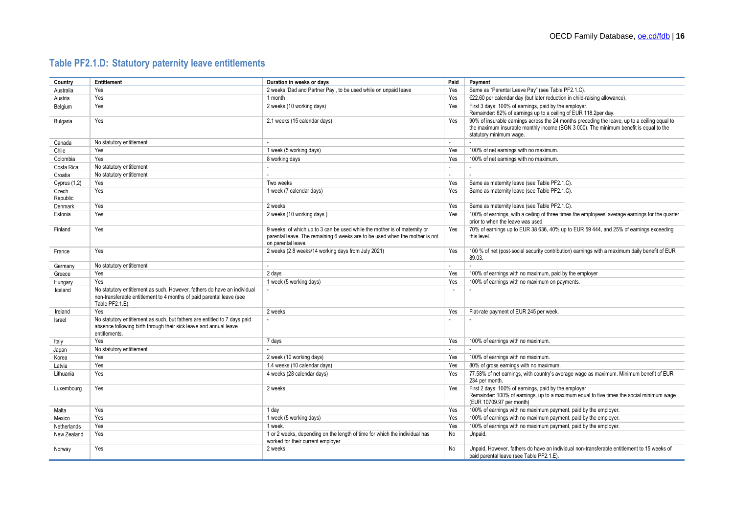## Table PF2.1.D: Statutory paternity leave entitlements

| Country | Entitlement | Duration in weeks or days | Paid | Payment |
|---|---|---|---|---|
| Australia | Yes | 2 weeks 'Dad and Partner Pay', to be used while on unpaid leave | Yes | Same as "Parental Leave Pay" (see Table PF2.1.C). |
| Austria | Yes | 1 month | Yes | €22.60 per calendar day (but later reduction in child-raising allowance). |
| Belgium | Yes | 2 weeks (10 working days) | Yes | First 3 days: 100% of earnings, paid by the employer.<br>Remainder: 82% of earnings up to a ceiling of EUR 118.2per day. |
| Bulgaria | Yes | 2.1 weeks (15 calendar days) | Yes | 90% of insurable earnings across the 24 months preceding the leave, up to a ceiling equal to the maximum insurable monthly income (BGN 3 000). The minimum benefit is equal to the statutory minimum wage. |
| Canada | No statutory entitlement | - | - | - |
| Chile | Yes | 1 week (5 working days) | Yes | 100% of net earnings with no maximum. |
| Colombia | Yes | 8 working days | Yes | 100% of net earnings with no maximum. |
| Costa Rica | No statutory entitlement | - | - | - |
| Croatia | No statutory entitlement | - | - | - |
| Cyprus (1,2) | Yes | Two weeks | Yes | Same as maternity leave (see Table PF2.1.C). |
| Czech Republic | Yes | 1 week (7 calendar days) | Yes | Same as maternity leave (see Table PF2.1.C). |
| Denmark | Yes | 2 weeks | Yes | Same as maternity leave (see Table PF2.1.C). |
| Estonia | Yes | 2 weeks (10 working days ) | Yes | 100% of earnings, with a ceiling of three times the employees' average earnings for the quarter prior to when the leave was used |
| Finland | Yes | 9 weeks, of which up to 3 can be used while the mother is of maternity or parental leave. The remaining 6 weeks are to be used when the mother is not on parental leave. | Yes | 70% of earnings up to EUR 38 636, 40% up to EUR 59 444, and 25% of earnings exceeding this level. |
| France | Yes | 2 weeks (2.8 weeks/14 working days from July 2021) | Yes | 100 % of net (post-social security contribution) earnings with a maximum daily benefit of EUR 89.03. |
| Germany | No statutory entitlement | - | - | - |
| Greece | Yes | 2 days | Yes | 100% of earnings with no maximum, paid by the employer |
| Hungary | Yes | 1 week (5 working days) | Yes | 100% of earnings with no maximum on payments. |
| Iceland | No statutory entitlement as such. However, fathers do have an individual non-transferable entitlement to 4 months of paid parental leave (see Table PF2.1.E). | - | - | - |
| Ireland | Yes | 2 weeks | Yes | Flat-rate payment of EUR 245 per week. |
| Israel | No statutory entitlement as such, but fathers are entitled to 7 days paid absence following birth through their sick leave and annual leave entitlements. | - | - | - |
| Italy | Yes | 7 days | Yes | 100% of earnings with no maximum. |
| Japan | No statutory entitlement | - | - | - |
| Korea | Yes | 2 week (10 working days) | Yes | 100% of earnings with no maximum. |
| Latvia | Yes | 1.4 weeks (10 calendar days) | Yes | 80% of gross earnings with no maximum. |
| Lithuania | Yes | 4 weeks (28 calendar days) | Yes | 77.58% of net earnings, with country's average wage as maximum. Minimum benefit of EUR 234 per month. |
| Luxembourg | Yes | 2 weeks. | Yes | First 2 days: 100% of earnings, paid by the employer<br>Remainder: 100% of earnings, up to a maximum equal to five times the social minimum wage (EUR 10709.97 per month) |
| Malta | Yes | 1 day | Yes | 100% of earnings with no maximum payment, paid by the employer. |
| Mexico | Yes | 1 week (5 working days) | Yes | 100% of earnings with no maximum payment, paid by the employer. |
| Netherlands | Yes | 1 week. | Yes | 100% of earnings with no maximum payment, paid by the employer. |
| New Zealand | Yes | 1 or 2 weeks, depending on the length of time for which the individual has worked for their current employer | No | Unpaid. |
| Norway | Yes | 2 weeks | No | Unpaid. However, fathers do have an individual non-transferable entitlement to 15 weeks of paid parental leave (see Table PF2.1.E). |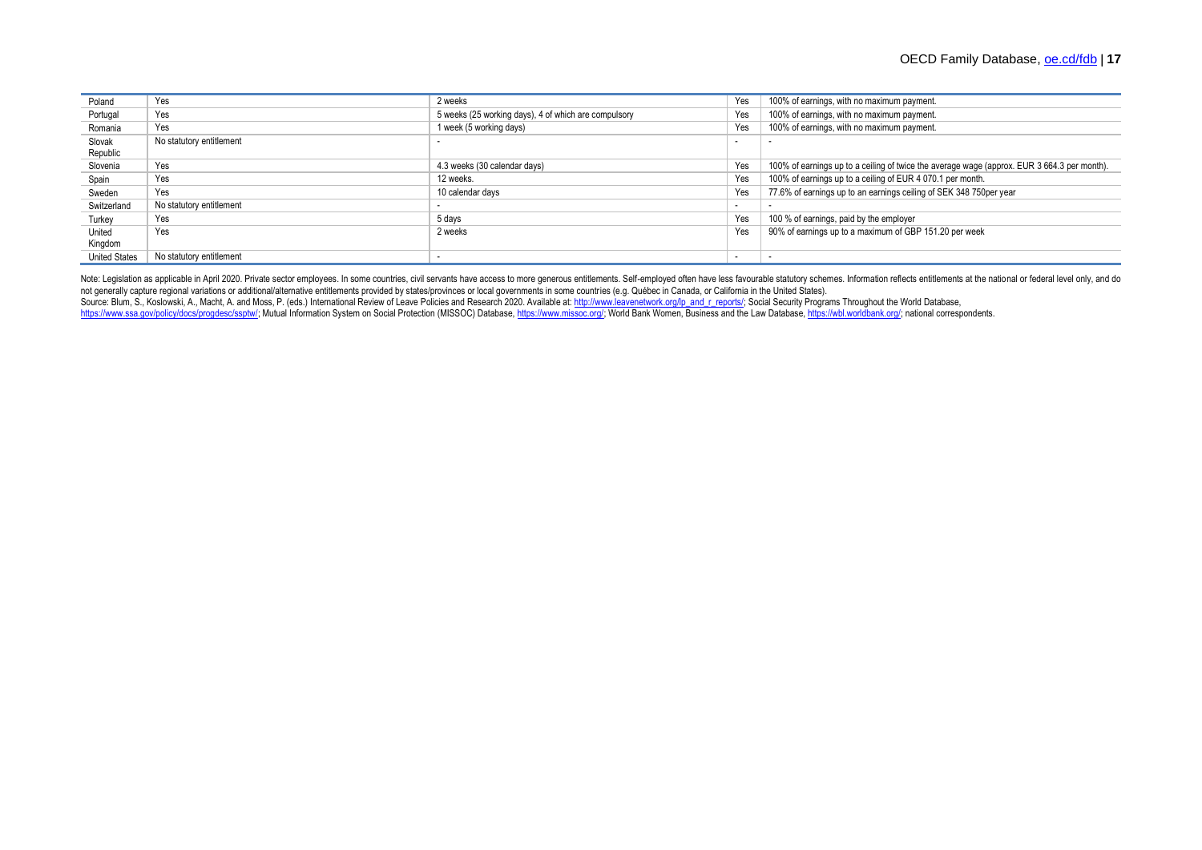| | | | | |
|---|---|---|---|---|
| Poland | Yes | 2 weeks | Yes | 100% of earnings, with no maximum payment. |
| Portugal | Yes | 5 weeks (25 working days), 4 of which are compulsory | Yes | 100% of earnings, with no maximum payment. |
| Romania | Yes | 1 week (5 working days) | Yes | 100% of earnings, with no maximum payment. |
| Slovak Republic | No statutory entitlement | - | - | - |
| Slovenia | Yes | 4.3 weeks (30 calendar days) | Yes | 100% of earnings up to a ceiling of twice the average wage (approx. EUR 3 664.3 per month). |
| Spain | Yes | 12 weeks. | Yes | 100% of earnings up to a ceiling of EUR 4 070.1 per month. |
| Sweden | Yes | 10 calendar days | Yes | 77.6% of earnings up to an earnings ceiling of SEK 348 750per year |
| Switzerland | No statutory entitlement | - | - | - |
| Turkey | Yes | 5 days | Yes | 100 % of earnings, paid by the employer |
| United Kingdom | Yes | 2 weeks | Yes | 90% of earnings up to a maximum of GBP 151.20 per week |
| United States | No statutory entitlement | - | - | - |

Note: Legislation as applicable in April 2020. Private sector employees. In some countries, civil servants have access to more generous entitlements. Self-employed often have less favourable statutory schemes. Information reflects entitlements at the national or federal level only, and do not generally capture regional variations or additional/alternative entitlements provided by states/provinces or local governments in some countries (e.g. Québec in Canada, or California in the United States).

Source: Blum, S., Koslowski, A., Macht, A. and Moss, P. (eds.) International Review of Leave Policies and Research 2020. Available at: http://www.leavenetwork.org/lp_and_r_reports/; Social Security Programs Throughout the World Database, https://www.ssa.gov/policy/docs/progdesc/ssptw/; Mutual Information System on Social Protection (MISSOC) Database, https://www.missoc.org/; World Bank Women, Business and the Law Database, https://wbl.worldbank.org/; national correspondents.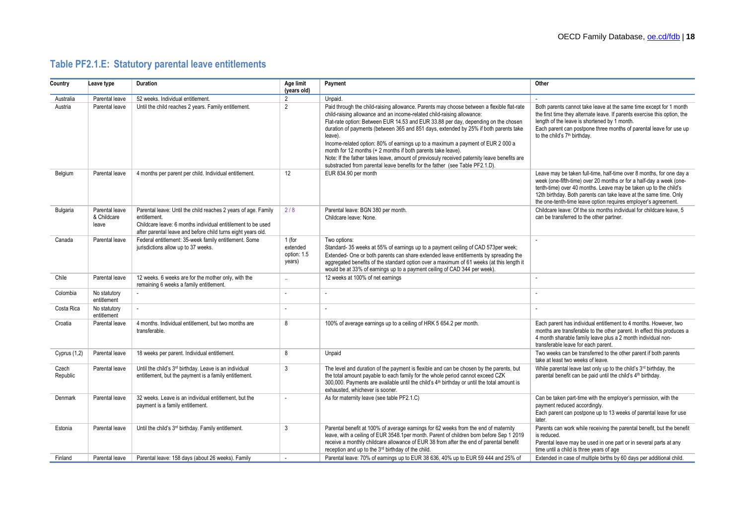## Table PF2.1.E: Statutory parental leave entitlements

| Country | Leave type | Duration | Age limit (years old) | Payment | Other |
|---|---|---|---|---|---|
| Australia | Parental leave | 52 weeks. Individual entitlement. | 2 | Unpaid. | - |
| Austria | Parental leave | Until the child reaches 2 years. Family entitlement. | 2 | Paid through the child-raising allowance. Parents may choose between a flexible flat-rate child-raising allowance and an income-related child-raising allowance: Flat-rate option: Between EUR 14.53 and EUR 33.88 per day, depending on the chosen duration of payments (between 365 and 851 days, extended by 25% if both parents take leave). Income-related option: 80% of earnings up to a maximum a payment of EUR 2 000 a month for 12 months (+ 2 months if both parents take leave). Note: If the father takes leave, amount of previosuly received paternity leave benefits are substracted from parental leave benefits for the father (see Table PF2.1.D). | Both parents cannot take leave at the same time except for 1 month the first time they alternate leave. If parents exercise this option, the length of the leave is shortened by 1 month. Each parent can postpone three months of parental leave for use up to the child's 7th birthday. |
| Belgium | Parental leave | 4 months per parent per child. Individual entitlement. | 12 | EUR 834.90 per month | Leave may be taken full-time, half-time over 8 months, for one day a week (one-fifth-time) over 20 months or for a half-day a week (one-tenth-time) over 40 months. Leave may be taken up to the child's 12th birthday. Both parents can take leave at the same time. Only the one-tenth-time leave option requires employer's agreement. |
| Bulgaria | Parental leave & Childcare leave | Parental leave: Until the child reaches 2 years of age. Family entitlement. Childcare leave: 6 months individual entitlement to be used after parental leave and before child turns eight years old. | 2 / 8 | Parental leave: BGN 380 per month. Childcare leave: None. | Childcare leave: Of the six months individual for childcare leave, 5 can be transferred to the other partner. |
| Canada | Parental leave | Federal entitlement: 35-week family entitlement. Some jurisdictions allow up to 37 weeks. | 1 (for extended option: 1.5 years) | Two options: Standard- 35 weeks at 55% of earnings up to a payment ceiling of CAD 573per week; Extended- One or both parents can share extended leave entitlements by spreading the aggregated benefits of the standard option over a maximum of 61 weeks (at this length it would be at 33% of earnings up to a payment ceiling of CAD 344 per week). | - |
| Chile | Parental leave | 12 weeks. 6 weeks are for the mother only, with the remaining 6 weeks a family entitlement. | .. | 12 weeks at 100% of net earnings | - |
| Colombia | No statutory entitlement | - | - | - | - |
| Costa Rica | No statutory entitlement | - | - | - | - |
| Croatia | Parental leave | 4 months. Individual entitlement, but two months are transferable. | 8 | 100% of average earnings up to a ceiling of HRK 5 654.2 per month. | Each parent has individual entitlement to 4 months. However, two months are transferable to the other parent. In effect this produces a 4 month sharable family leave plus a 2 month individual non-transferable leave for each parent. |
| Cyprus (1,2) | Parental leave | 18 weeks per parent. Individual entitlement. | 8 | Unpaid | Two weeks can be transferred to the other parent if both parents take at least two weeks of leave. |
| Czech Republic | Parental leave | Until the child's 3rd birthday. Leave is an individual entitlement, but the payment is a family entitlement. | 3 | The level and duration of the payment is flexible and can be chosen by the parents, but the total amount payable to each family for the whole period cannot exceed CZK 300,000. Payments are available until the child's 4th birthday or until the total amount is exhausted, whichever is sooner. | While parental leave last only up to the child's 3rd birthday, the parental benefit can be paid until the child's 4th birthday. |
| Denmark | Parental leave | 32 weeks. Leave is an individual entitlement, but the payment is a family entitlement. | - | As for maternity leave (see table PF2.1.C) | Can be taken part-time with the employer's permission, with the payment reduced accordingly. Each parent can postpone up to 13 weeks of parental leave for use later. |
| Estonia | Parental leave | Until the child's 3rd birthday. Family entitlement. | 3 | Parental benefit at 100% of average earnings for 62 weeks from the end of maternity leave, with a ceiling of EUR 3548.1per month. Parent of children born before Sep 1 2019 receive a monthly childcare allowance of EUR 38 from after the end of parental benefit reception and up to the 3rd birthday of the child. | Parents can work while receiving the parental benefit, but the benefit is reduced. Parental leave may be used in one part or in several parts at any time until a child is three years of age |
| Finland | Parental leave | Parental leave: 158 days (about 26 weeks). Family | - | Parental leave: 70% of earnings up to EUR 38 636, 40% up to EUR 59 444 and 25% of | Extended in case of multiple births by 60 days per additional child. |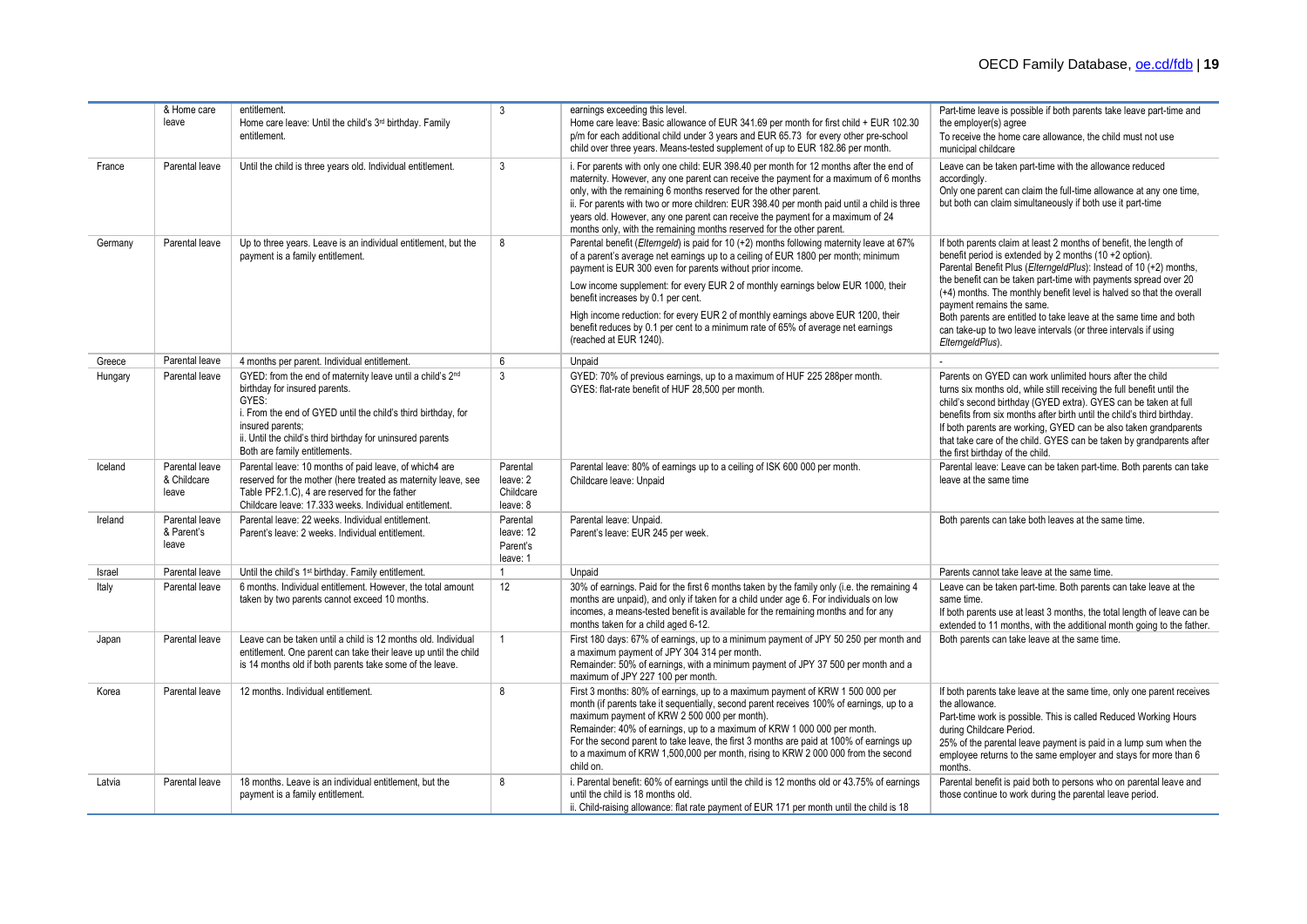| | | | | | |
|---|---|---|---|---|---|
| | & Home care leave | entitlement. Home care leave: Until the child's 3rd birthday. Family entitlement. | 3 | earnings exceeding this level. Home care leave: Basic allowance of EUR 341.69 per month for first child + EUR 102.30 p/m for each additional child under 3 years and EUR 65.73 for every other pre-school child over three years. Means-tested supplement of up to EUR 182.86 per month. | Part-time leave is possible if both parents take leave part-time and the employer(s) agree To receive the home care allowance, the child must not use municipal childcare |
| France | Parental leave | Until the child is three years old. Individual entitlement. | 3 | i. For parents with only one child: EUR 398.40 per month for 12 months after the end of maternity. However, any one parent can receive the payment for a maximum of 6 months only, with the remaining 6 months reserved for the other parent. ii. For parents with two or more children: EUR 398.40 per month paid until a child is three years old. However, any one parent can receive the payment for a maximum of 24 months only, with the remaining months reserved for the other parent. | Leave can be taken part-time with the allowance reduced accordingly. Only one parent can claim the full-time allowance at any one time, but both can claim simultaneously if both use it part-time |
| Germany | Parental leave | Up to three years. Leave is an individual entitlement, but the payment is a family entitlement. | 8 | Parental benefit (*Elterngeld*) is paid for 10 (+2) months following maternity leave at 67% of a parent's average net earnings up to a ceiling of EUR 1800 per month; minimum payment is EUR 300 even for parents without prior income. Low income supplement: for every EUR 2 of monthly earnings below EUR 1000, their benefit increases by 0.1 per cent. High income reduction: for every EUR 2 of monthly earnings above EUR 1200, their benefit reduces by 0.1 per cent to a minimum rate of 65% of average net earnings (reached at EUR 1240). | If both parents claim at least 2 months of benefit, the length of benefit period is extended by 2 months (10 +2 option). Parental Benefit Plus (*ElterngeldPlus*): Instead of 10 (+2) months, the benefit can be taken part-time with payments spread over 20 (+4) months. The monthly benefit level is halved so that the overall payment remains the same. Both parents are entitled to take leave at the same time and both can take-up to two leave intervals (or three intervals if using *ElterngeldPlus*). |
| Greece | Parental leave | 4 months per parent. Individual entitlement. | 6 | Unpaid | - |
| Hungary | Parental leave | GYED: from the end of maternity leave until a child's 2nd birthday for insured parents. GYES: i. From the end of GYED until the child's third birthday, for insured parents; ii. Until the child's third birthday for uninsured parents Both are family entitlements. | 3 | GYED: 70% of previous earnings, up to a maximum of HUF 225 288per month. GYES: flat-rate benefit of HUF 28,500 per month. | Parents on GYED can work unlimited hours after the child turns six months old, while still receiving the full benefit until the child's second birthday (GYED extra). GYES can be taken at full benefits from six months after birth until the child's third birthday. If both parents are working, GYED can be also taken grandparents that take care of the child. GYES can be taken by grandparents after the first birthday of the child. |
| Iceland | Parental leave & Childcare leave | Parental leave: 10 months of paid leave, of which4 are reserved for the mother (here treated as maternity leave, see Table PF2.1.C), 4 are reserved for the father Childcare leave: 17.333 weeks. Individual entitlement. | Parental leave: 2 Childcare leave: 8 | Parental leave: 80% of earnings up to a ceiling of ISK 600 000 per month. Childcare leave: Unpaid | Parental leave: Leave can be taken part-time. Both parents can take leave at the same time |
| Ireland | Parental leave & Parent's leave | Parental leave: 22 weeks. Individual entitlement. Parent's leave: 2 weeks. Individual entitlement. | Parental leave: 12 Parent's leave: 1 | Parental leave: Unpaid. Parent's leave: EUR 245 per week. | Both parents can take both leaves at the same time. |
| Israel | Parental leave | Until the child's 1st birthday. Family entitlement. | 1 | Unpaid | Parents cannot take leave at the same time. |
| Italy | Parental leave | 6 months. Individual entitlement. However, the total amount taken by two parents cannot exceed 10 months. | 12 | 30% of earnings. Paid for the first 6 months taken by the family only (i.e. the remaining 4 months are unpaid), and only if taken for a child under age 6. For individuals on low incomes, a means-tested benefit is available for the remaining months and for any months taken for a child aged 6-12. | Leave can be taken part-time. Both parents can take leave at the same time. If both parents use at least 3 months, the total length of leave can be extended to 11 months, with the additional month going to the father. |
| Japan | Parental leave | Leave can be taken until a child is 12 months old. Individual entitlement. One parent can take their leave up until the child is 14 months old if both parents take some of the leave. | 1 | First 180 days: 67% of earnings, up to a minimum payment of JPY 50 250 per month and a maximum payment of JPY 304 314 per month. Remainder: 50% of earnings, with a minimum payment of JPY 37 500 per month and a maximum of JPY 227 100 per month. | Both parents can take leave at the same time. |
| Korea | Parental leave | 12 months. Individual entitlement. | 8 | First 3 months: 80% of earnings, up to a maximum payment of KRW 1 500 000 per month (if parents take it sequentially, second parent receives 100% of earnings, up to a maximum payment of KRW 2 500 000 per month). Remainder: 40% of earnings, up to a maximum of KRW 1 000 000 per month. For the second parent to take leave, the first 3 months are paid at 100% of earnings up to a maximum of KRW 1,500,000 per month, rising to KRW 2 000 000 from the second child on. | If both parents take leave at the same time, only one parent receives the allowance. Part-time work is possible. This is called Reduced Working Hours during Childcare Period. 25% of the parental leave payment is paid in a lump sum when the employee returns to the same employer and stays for more than 6 months. |
| Latvia | Parental leave | 18 months. Leave is an individual entitlement, but the payment is a family entitlement. | 8 | i. Parental benefit: 60% of earnings until the child is 12 months old or 43.75% of earnings until the child is 18 months old. ii. Child-raising allowance: flat rate payment of EUR 171 per month until the child is 18 | Parental benefit is paid both to persons who on parental leave and those continue to work during the parental leave period. |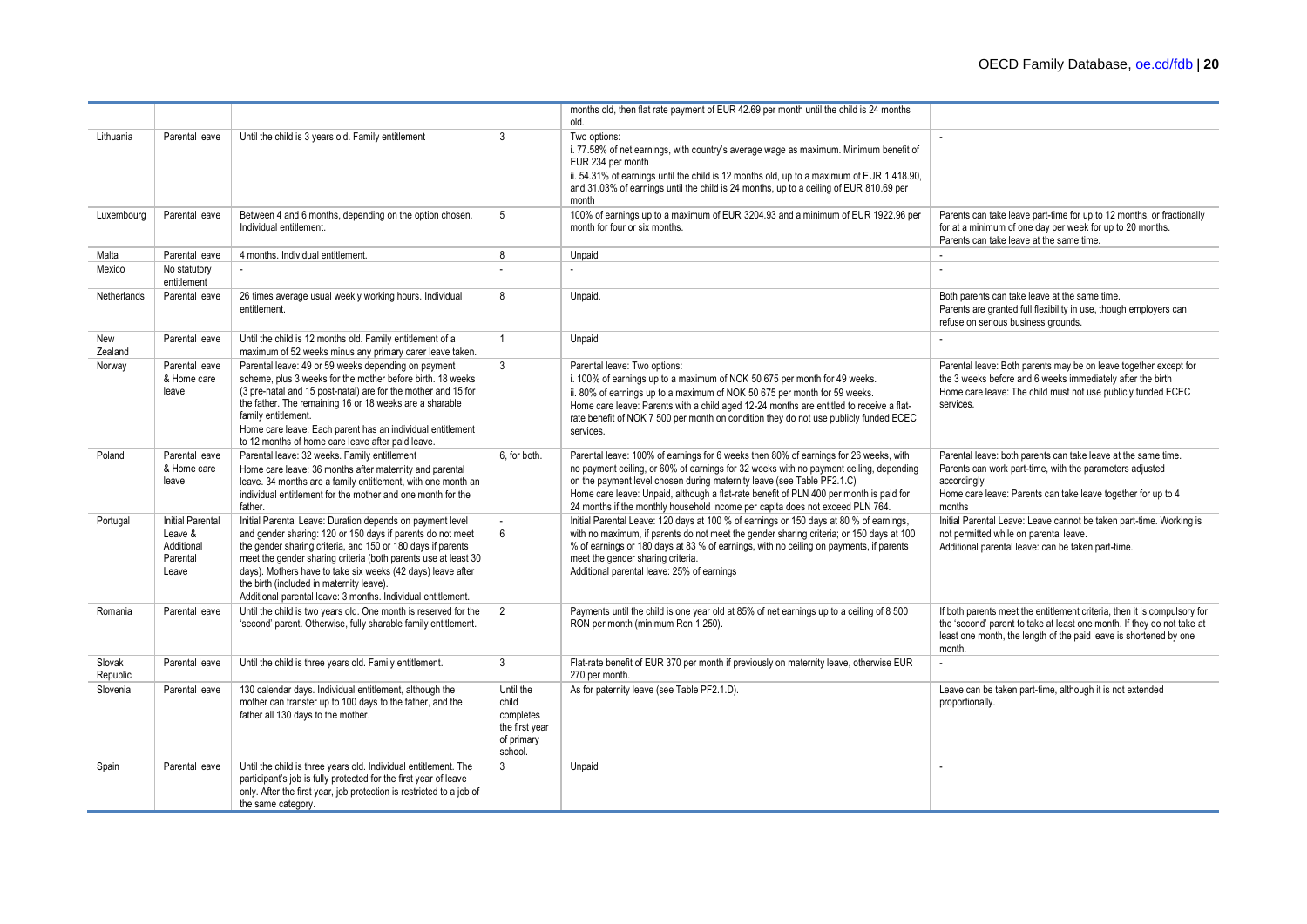| | | | | | |
|---|---|---|---|---|---|
| | | | | months old, then flat rate payment of EUR 42.69 per month until the child is 24 months old. | |
| Lithuania | Parental leave | Until the child is 3 years old. Family entitlement | 3 | Two options:<br>i. 77.58% of net earnings, with country's average wage as maximum. Minimum benefit of EUR 234 per month<br>ii. 54.31% of earnings until the child is 12 months old, up to a maximum of EUR 1 418.90, and 31.03% of earnings until the child is 24 months, up to a ceiling of EUR 810.69 per month | - |
| Luxembourg | Parental leave | Between 4 and 6 months, depending on the option chosen. Individual entitlement. | 5 | 100% of earnings up to a maximum of EUR 3204.93 and a minimum of EUR 1922.96 per month for four or six months. | Parents can take leave part-time for up to 12 months, or fractionally for at a minimum of one day per week for up to 20 months. Parents can take leave at the same time. |
| Malta | Parental leave | 4 months. Individual entitlement. | 8 | Unpaid | - |
| Mexico | No statutory entitlement | - | - | - | - |
| Netherlands | Parental leave | 26 times average usual weekly working hours. Individual entitlement. | 8 | Unpaid. | Both parents can take leave at the same time.<br>Parents are granted full flexibility in use, though employers can refuse on serious business grounds. |
| New Zealand | Parental leave | Until the child is 12 months old. Family entitlement of a maximum of 52 weeks minus any primary carer leave taken. | 1 | Unpaid | - |
| Norway | Parental leave & Home care leave | Parental leave: 49 or 59 weeks depending on payment scheme, plus 3 weeks for the mother before birth. 18 weeks (3 pre-natal and 15 post-natal) are for the mother and 15 for the father. The remaining 16 or 18 weeks are a sharable family entitlement.<br>Home care leave: Each parent has an individual entitlement to 12 months of home care leave after paid leave. | 3 | Parental leave: Two options:<br>i. 100% of earnings up to a maximum of NOK 50 675 per month for 49 weeks.<br>ii. 80% of earnings up to a maximum of NOK 50 675 per month for 59 weeks.<br>Home care leave: Parents with a child aged 12-24 months are entitled to receive a flat-rate benefit of NOK 7 500 per month on condition they do not use publicly funded ECEC services. | Parental leave: Both parents may be on leave together except for the 3 weeks before and 6 weeks immediately after the birth<br>Home care leave: The child must not use publicly funded ECEC services. |
| Poland | Parental leave & Home care leave | Parental leave: 32 weeks. Family entitlement<br>Home care leave: 36 months after maternity and parental leave. 34 months are a family entitlement, with one month an individual entitlement for the mother and one month for the father. | 6, for both. | Parental leave: 100% of earnings for 6 weeks then 80% of earnings for 26 weeks, with no payment ceiling, or 60% of earnings for 32 weeks with no payment ceiling, depending on the payment level chosen during maternity leave (see Table PF2.1.C)<br>Home care leave: Unpaid, although a flat-rate benefit of PLN 400 per month is paid for 24 months if the monthly household income per capita does not exceed PLN 764. | Parental leave: both parents can take leave at the same time.<br>Parents can work part-time, with the parameters adjusted accordingly<br>Home care leave: Parents can take leave together for up to 4 months |
| Portugal | Initial Parental Leave & Additional Parental Leave | Initial Parental Leave: Duration depends on payment level and gender sharing: 120 or 150 days if parents do not meet the gender sharing criteria, and 150 or 180 days if parents meet the gender sharing criteria (both parents use at least 30 days). Mothers have to take six weeks (42 days) leave after the birth (included in maternity leave).<br>Additional parental leave: 3 months. Individual entitlement. | -<br>6 | Initial Parental Leave: 120 days at 100 % of earnings or 150 days at 80 % of earnings, with no maximum, if parents do not meet the gender sharing criteria; or 150 days at 100 % of earnings or 180 days at 83 % of earnings, with no ceiling on payments, if parents meet the gender sharing criteria.<br>Additional parental leave: 25% of earnings | Initial Parental Leave: Leave cannot be taken part-time. Working is not permitted while on parental leave.<br>Additional parental leave: can be taken part-time. |
| Romania | Parental leave | Until the child is two years old. One month is reserved for the 'second' parent. Otherwise, fully sharable family entitlement. | 2 | Payments until the child is one year old at 85% of net earnings up to a ceiling of 8 500 RON per month (minimum Ron 1 250). | If both parents meet the entitlement criteria, then it is compulsory for the 'second' parent to take at least one month. If they do not take at least one month, the length of the paid leave is shortened by one month. |
| Slovak Republic | Parental leave | Until the child is three years old. Family entitlement. | 3 | Flat-rate benefit of EUR 370 per month if previously on maternity leave, otherwise EUR 270 per month. | - |
| Slovenia | Parental leave | 130 calendar days. Individual entitlement, although the mother can transfer up to 100 days to the father, and the father all 130 days to the mother. | Until the child completes the first year of primary school. | As for paternity leave (see Table PF2.1.D). | Leave can be taken part-time, although it is not extended proportionally. |
| Spain | Parental leave | Until the child is three years old. Individual entitlement. The participant's job is fully protected for the first year of leave only. After the first year, job protection is restricted to a job of the same category. | 3 | Unpaid | - |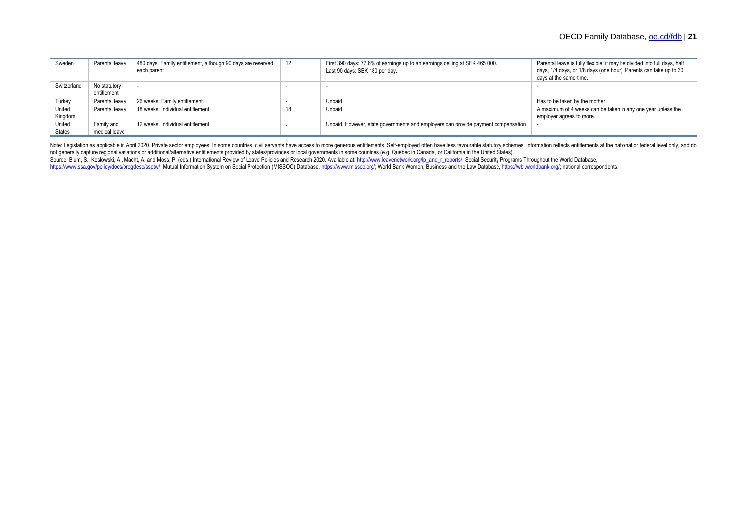| | | | | | |
|---|---|---|---|---|---|
| Sweden | Parental leave | 480 days. Family entitlement, although 90 days are reserved each parent | 12 | First 390 days: 77.6% of earnings up to an earnings ceiling at SEK 465 000. Last 90 days: SEK 180 per day. | Parental leave is fully flexible: it may be divided into full days, half days, 1/4 days, or 1/8 days (one hour). Parents can take up to 30 days at the same time. |
| Switzerland | No statutory entitlement | - | - | - | - |
| Turkey | Parental leave | 26 weeks. Family entitlement. | - | Unpaid | Has to be taken by the mother. |
| United Kingdom | Parental leave | 18 weeks. Individual entitlement. | 18 | Unpaid | A maximum of 4 weeks can be taken in any one year unless the employer agrees to more. |
| United States | Family and medical leave | 12 weeks. Individual entitlement. | - | Unpaid. However, state governments and employers can provide payment compensation | - |

Note: Legislation as applicable in April 2020. Private sector employees. In some countries, civil servants have access to more generous entitlements. Self-employed often have less favourable statutory schemes. Information reflects entitlements at the national or federal level only, and do not generally capture regional variations or additional/alternative entitlements provided by states/provinces or local governments in some countries (e.g. Québec in Canada, or California in the United States).

Source: Blum, S., Koslowski, A., Macht, A. and Moss, P. (eds.) International Review of Leave Policies and Research 2020. Available at: http://www.leavenetwork.org/lp_and_r_reports/; Social Security Programs Throughout the World Database, https://www.ssa.gov/policy/docs/progdesc/ssptw/; Mutual Information System on Social Protection (MISSOC) Database, https://www.missoc.org/; World Bank Women, Business and the Law Database, https://wbl.worldbank.org/; national correspondents.